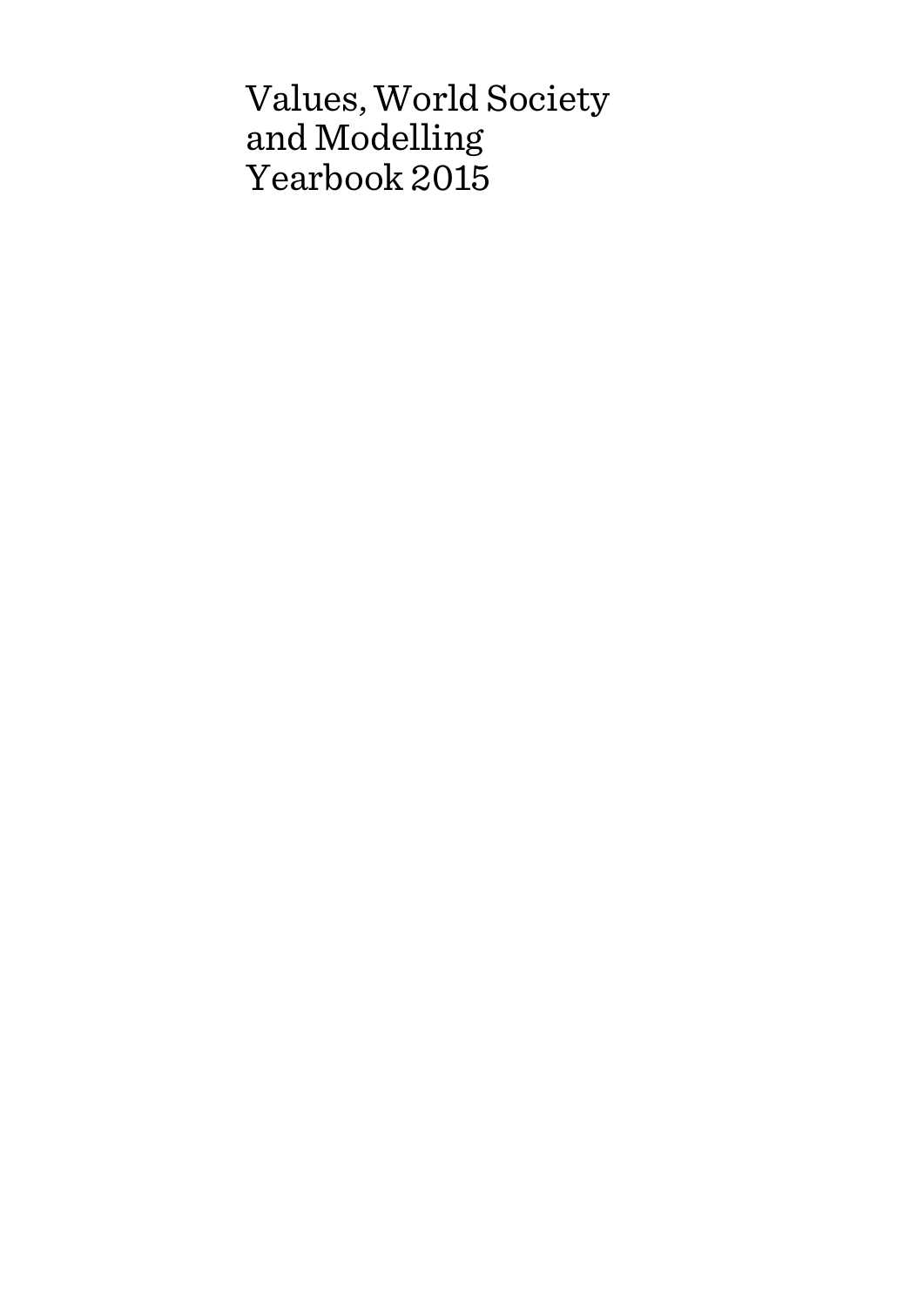# Values, World Society and Modelling Yearbook 2015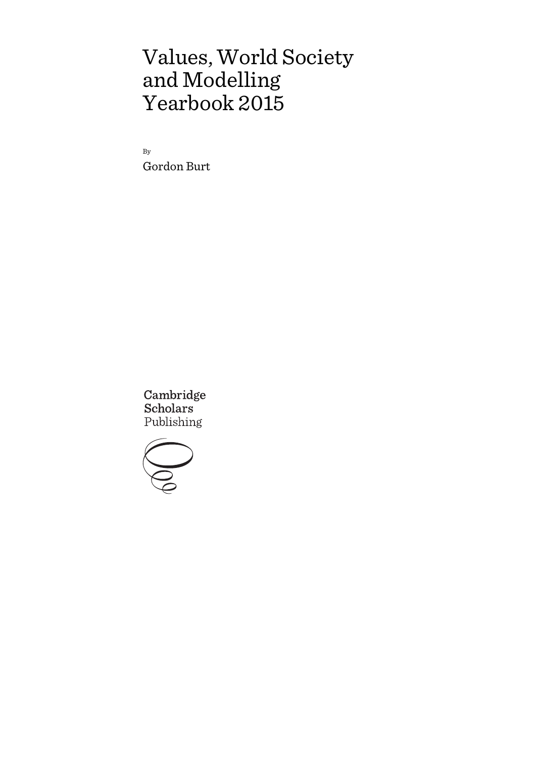# Values, World Society and Modelling Yearbook 2015

By

Gordon Burt

Cambridge Scholars Publishing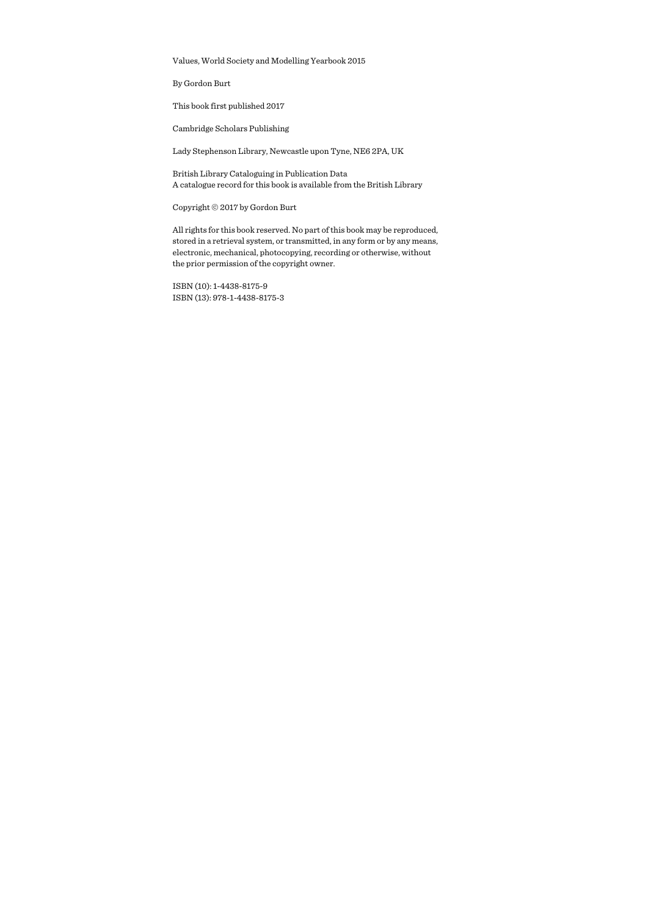Values, World Society and Modelling Yearbook 2015

By Gordon Burt

This book first published 2017

Cambridge Scholars Publishing

Lady Stephenson Library, Newcastle upon Tyne, NE6 2PA, UK

British Library Cataloguing in Publication Data
A catalogue record for this book is available from the British Library

Copyright © 2017 by Gordon Burt

All rights for this book reserved. No part of this book may be reproduced, stored in a retrieval system, or transmitted, in any form or by any means, electronic, mechanical, photocopying, recording or otherwise, without the prior permission of the copyright owner.

ISBN (10): 1-4438-8175-9
ISBN (13): 978-1-4438-8175-3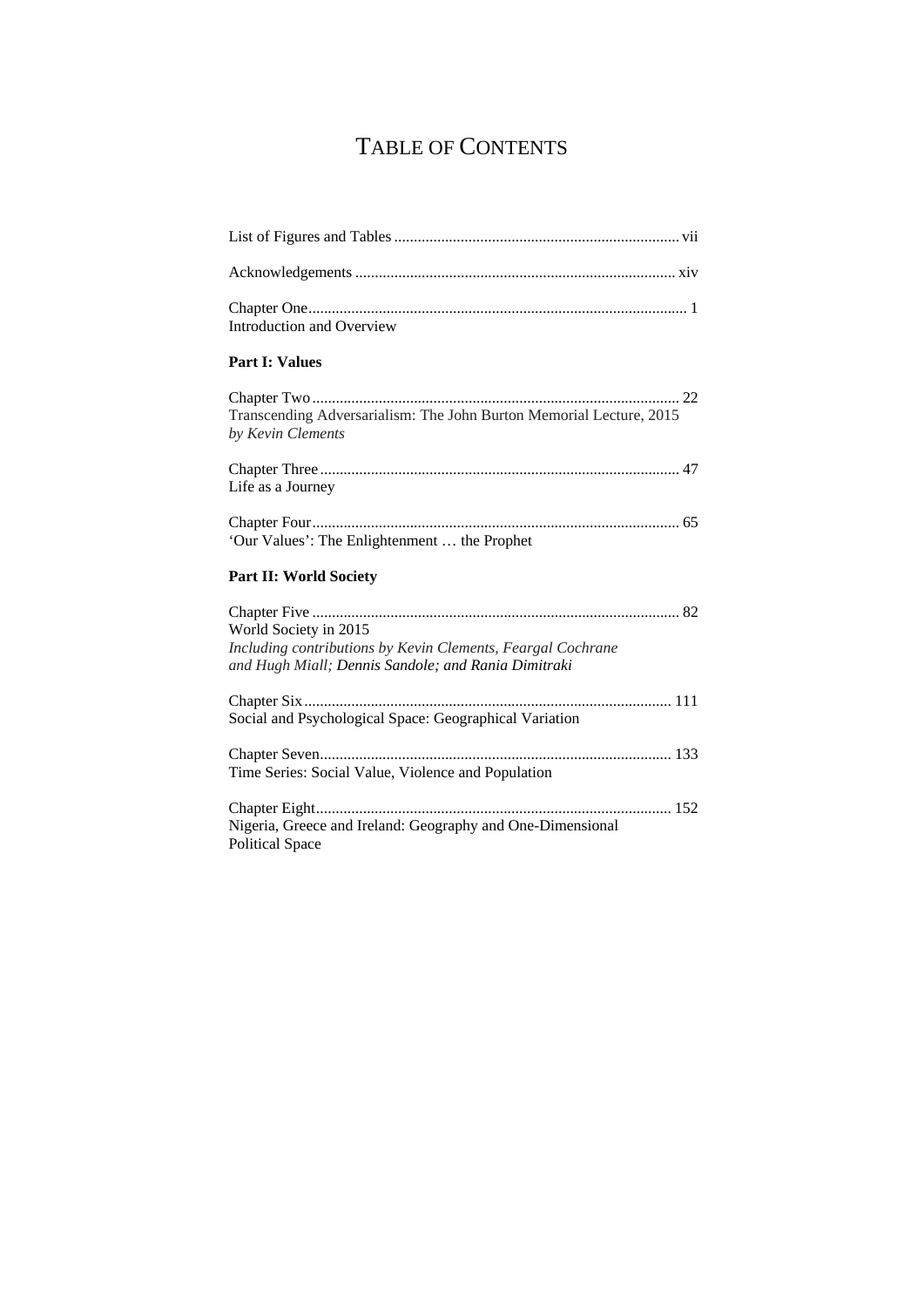# TABLE OF CONTENTS

List of Figures and Tables ........................................................................ vii

Acknowledgements ................................................................................. xiv

Chapter One ............................................................................................... 1
Introduction and Overview

**Part I: Values**

Chapter Two ............................................................................................. 22
Transcending Adversarialism: The John Burton Memorial Lecture, 2015
*by Kevin Clements*

Chapter Three ........................................................................................... 47
Life as a Journey

Chapter Four ............................................................................................. 65
'Our Values': The Enlightenment … the Prophet

**Part II: World Society**

Chapter Five ............................................................................................. 82
World Society in 2015
*Including contributions by Kevin Clements, Feargal Cochrane and Hugh Miall; Dennis Sandole; and Rania Dimitraki*

Chapter Six ............................................................................................. 111
Social and Psychological Space: Geographical Variation

Chapter Seven ......................................................................................... 133
Time Series: Social Value, Violence and Population

Chapter Eight .......................................................................................... 152
Nigeria, Greece and Ireland: Geography and One-Dimensional Political Space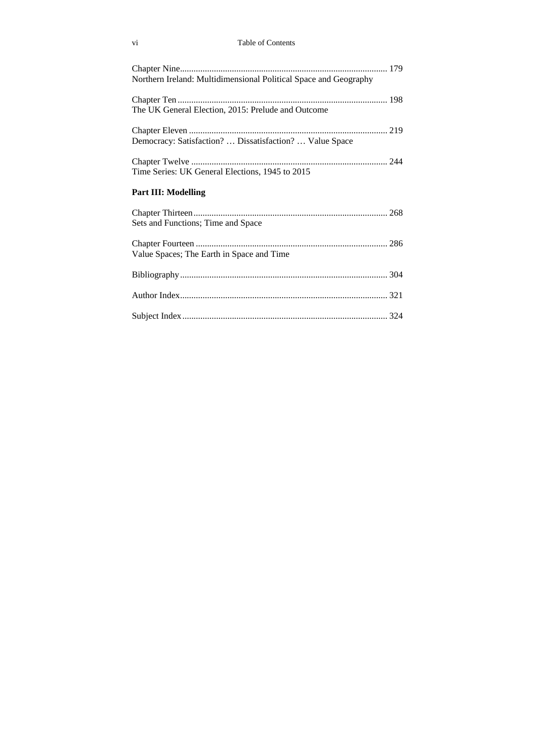Chapter Nine ........................................................................................ 179
Northern Ireland: Multidimensional Political Space and Geography

Chapter Ten ........................................................................................ 198
The UK General Election, 2015: Prelude and Outcome

Chapter Eleven .................................................................................... 219
Democracy: Satisfaction? … Dissatisfaction? … Value Space

Chapter Twelve .................................................................................... 244
Time Series: UK General Elections, 1945 to 2015

**Part III: Modelling**

Chapter Thirteen .................................................................................. 268
Sets and Functions; Time and Space

Chapter Fourteen .................................................................................. 286
Value Spaces; The Earth in Space and Time

Bibliography ........................................................................................ 304

Author Index ........................................................................................ 321

Subject Index ....................................................................................... 324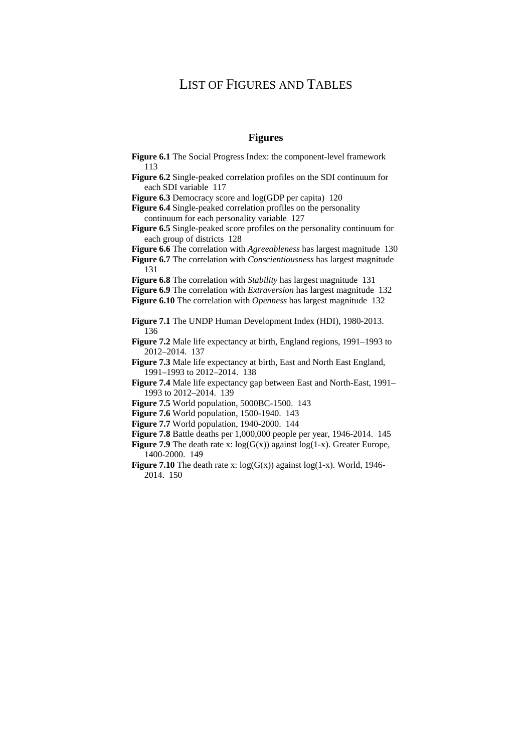# List of Figures and Tables

## Figures

**Figure 6.1** The Social Progress Index: the component-level framework 113

**Figure 6.2** Single-peaked correlation profiles on the SDI continuum for each SDI variable 117

**Figure 6.3** Democracy score and log(GDP per capita) 120

**Figure 6.4** Single-peaked correlation profiles on the personality continuum for each personality variable 127

**Figure 6.5** Single-peaked score profiles on the personality continuum for each group of districts 128

**Figure 6.6** The correlation with *Agreeableness* has largest magnitude 130

**Figure 6.7** The correlation with *Conscientiousness* has largest magnitude 131

**Figure 6.8** The correlation with *Stability* has largest magnitude 131

**Figure 6.9** The correlation with *Extraversion* has largest magnitude 132

**Figure 6.10** The correlation with *Openness* has largest magnitude 132

**Figure 7.1** The UNDP Human Development Index (HDI), 1980-2013. 136

**Figure 7.2** Male life expectancy at birth, England regions, 1991–1993 to 2012–2014. 137

**Figure 7.3** Male life expectancy at birth, East and North East England, 1991–1993 to 2012–2014. 138

**Figure 7.4** Male life expectancy gap between East and North-East, 1991–1993 to 2012–2014. 139

**Figure 7.5** World population, 5000BC-1500. 143

**Figure 7.6** World population, 1500-1940. 143

**Figure 7.7** World population, 1940-2000. 144

**Figure 7.8** Battle deaths per 1,000,000 people per year, 1946-2014. 145

**Figure 7.9** The death rate x: log(G(x)) against log(1-x). Greater Europe, 1400-2000. 149

**Figure 7.10** The death rate x: log(G(x)) against log(1-x). World, 1946-2014. 150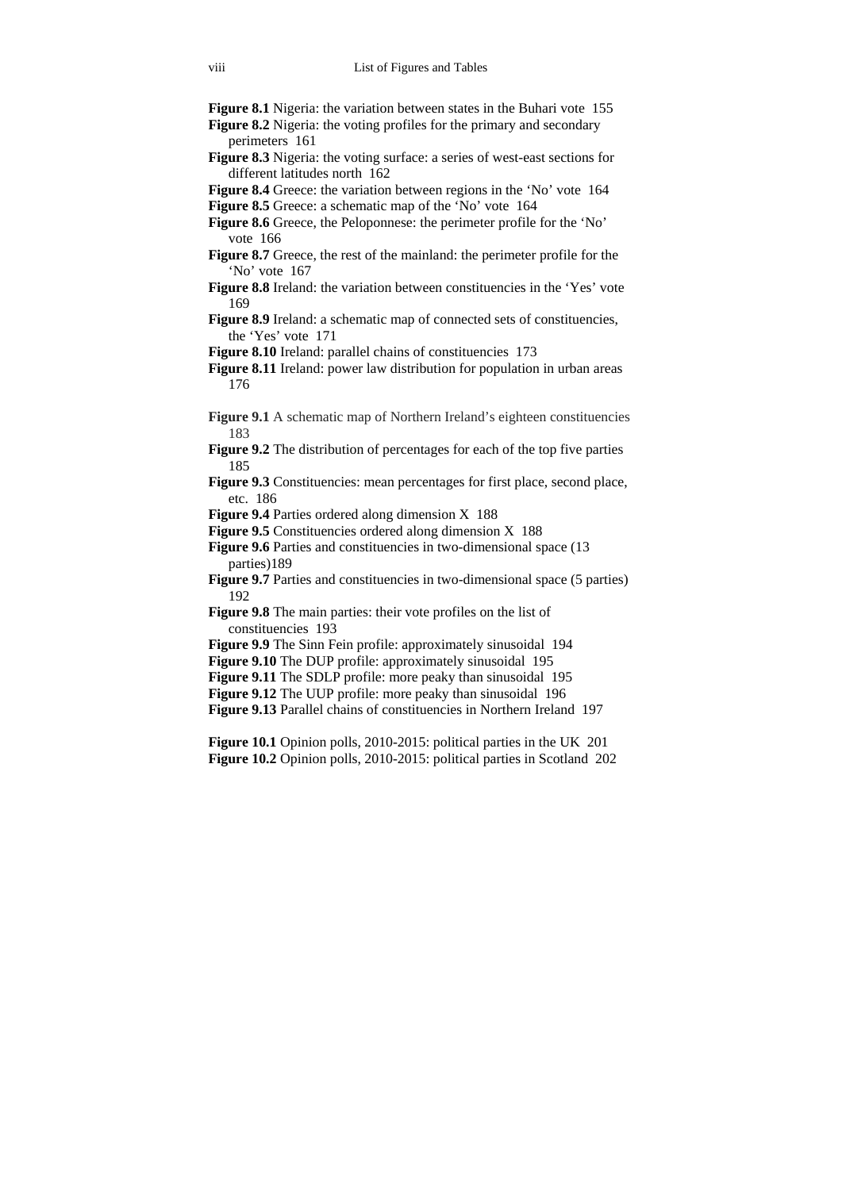**Figure 8.1** Nigeria: the variation between states in the Buhari vote 155

**Figure 8.2** Nigeria: the voting profiles for the primary and secondary perimeters 161

**Figure 8.3** Nigeria: the voting surface: a series of west-east sections for different latitudes north 162

**Figure 8.4** Greece: the variation between regions in the 'No' vote 164

**Figure 8.5** Greece: a schematic map of the 'No' vote 164

**Figure 8.6** Greece, the Peloponnese: the perimeter profile for the 'No' vote 166

**Figure 8.7** Greece, the rest of the mainland: the perimeter profile for the 'No' vote 167

**Figure 8.8** Ireland: the variation between constituencies in the 'Yes' vote 169

**Figure 8.9** Ireland: a schematic map of connected sets of constituencies, the 'Yes' vote 171

**Figure 8.10** Ireland: parallel chains of constituencies 173

**Figure 8.11** Ireland: power law distribution for population in urban areas 176

**Figure 9.1** A schematic map of Northern Ireland's eighteen constituencies 183

**Figure 9.2** The distribution of percentages for each of the top five parties 185

**Figure 9.3** Constituencies: mean percentages for first place, second place, etc. 186

**Figure 9.4** Parties ordered along dimension X 188

**Figure 9.5** Constituencies ordered along dimension X 188

**Figure 9.6** Parties and constituencies in two-dimensional space (13 parties)189

**Figure 9.7** Parties and constituencies in two-dimensional space (5 parties) 192

**Figure 9.8** The main parties: their vote profiles on the list of constituencies 193

**Figure 9.9** The Sinn Fein profile: approximately sinusoidal 194

**Figure 9.10** The DUP profile: approximately sinusoidal 195

**Figure 9.11** The SDLP profile: more peaky than sinusoidal 195

**Figure 9.12** The UUP profile: more peaky than sinusoidal 196

**Figure 9.13** Parallel chains of constituencies in Northern Ireland 197

**Figure 10.1** Opinion polls, 2010-2015: political parties in the UK 201

**Figure 10.2** Opinion polls, 2010-2015: political parties in Scotland 202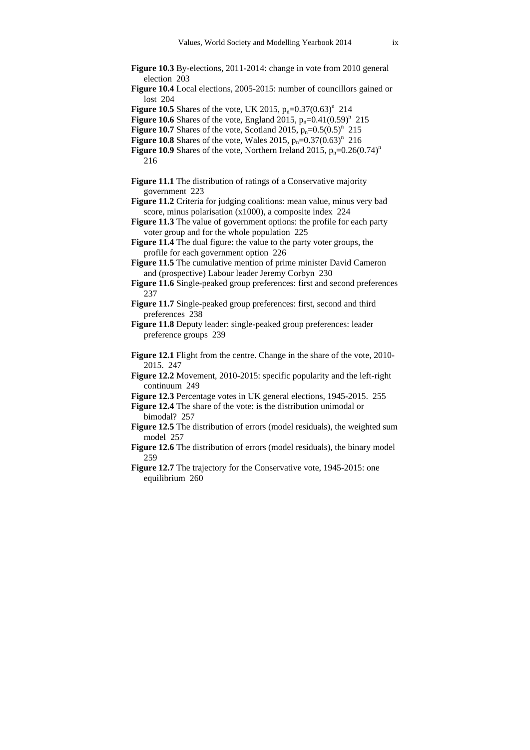**Figure 10.3** By-elections, 2011-2014: change in vote from 2010 general election 203

**Figure 10.4** Local elections, 2005-2015: number of councillors gained or lost 204

**Figure 10.5** Shares of the vote, UK 2015, $p_n=0.37(0.63)^n$ 214

**Figure 10.6** Shares of the vote, England 2015, $p_n=0.41(0.59)^n$ 215

**Figure 10.7** Shares of the vote, Scotland 2015, $p_n=0.5(0.5)^n$ 215

**Figure 10.8** Shares of the vote, Wales 2015, $p_n=0.37(0.63)^n$ 216

**Figure 10.9** Shares of the vote, Northern Ireland 2015, $p_n=0.26(0.74)^n$ 216

**Figure 11.1** The distribution of ratings of a Conservative majority government 223

**Figure 11.2** Criteria for judging coalitions: mean value, minus very bad score, minus polarisation (x1000), a composite index 224

**Figure 11.3** The value of government options: the profile for each party voter group and for the whole population 225

**Figure 11.4** The dual figure: the value to the party voter groups, the profile for each government option 226

**Figure 11.5** The cumulative mention of prime minister David Cameron and (prospective) Labour leader Jeremy Corbyn 230

**Figure 11.6** Single-peaked group preferences: first and second preferences 237

**Figure 11.7** Single-peaked group preferences: first, second and third preferences 238

**Figure 11.8** Deputy leader: single-peaked group preferences: leader preference groups 239

**Figure 12.1** Flight from the centre. Change in the share of the vote, 2010-2015. 247

**Figure 12.2** Movement, 2010-2015: specific popularity and the left-right continuum 249

**Figure 12.3** Percentage votes in UK general elections, 1945-2015. 255

**Figure 12.4** The share of the vote: is the distribution unimodal or bimodal? 257

**Figure 12.5** The distribution of errors (model residuals), the weighted sum model 257

**Figure 12.6** The distribution of errors (model residuals), the binary model 259

**Figure 12.7** The trajectory for the Conservative vote, 1945-2015: one equilibrium 260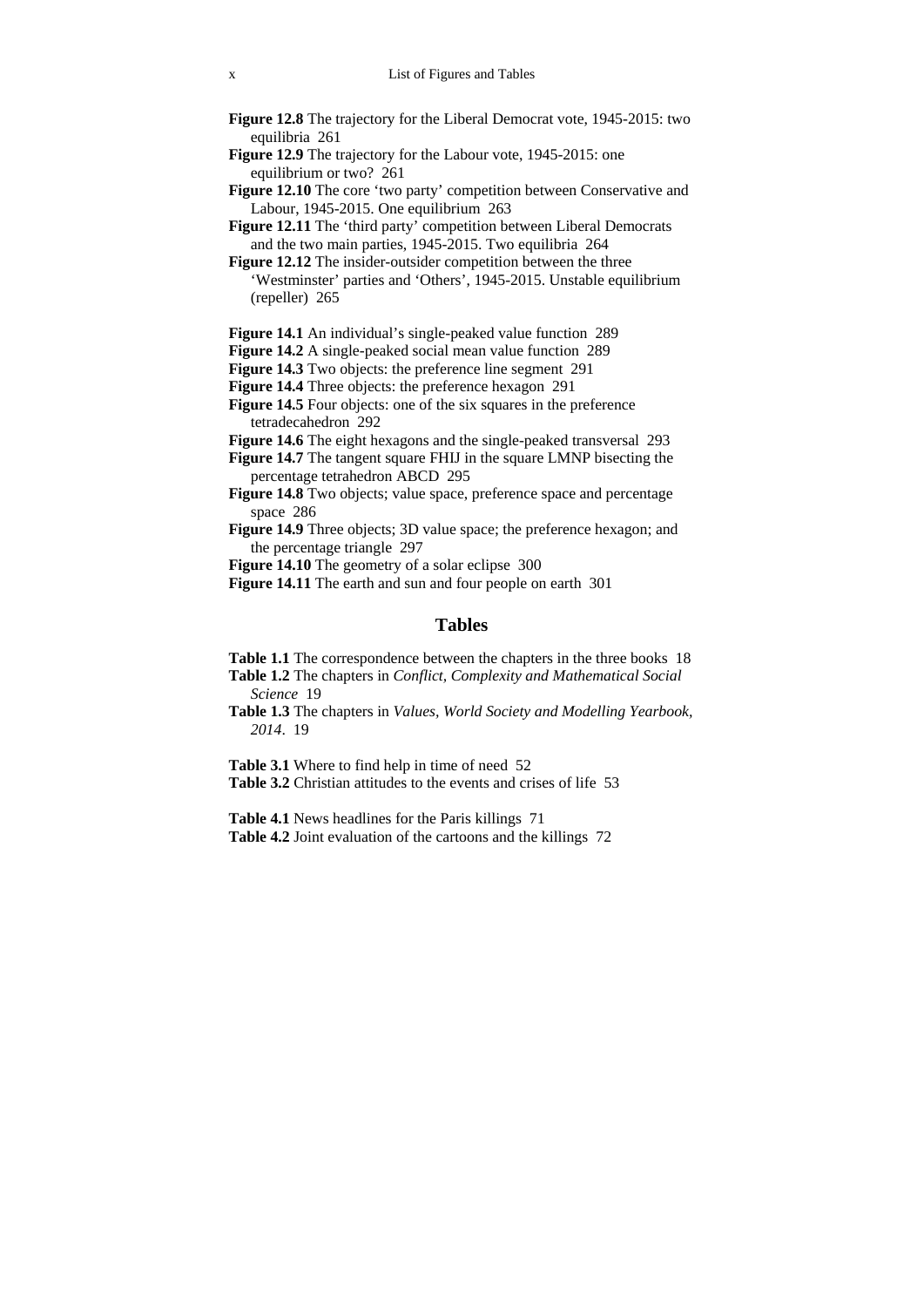**Figure 12.8** The trajectory for the Liberal Democrat vote, 1945-2015: two equilibria 261

**Figure 12.9** The trajectory for the Labour vote, 1945-2015: one equilibrium or two? 261

**Figure 12.10** The core 'two party' competition between Conservative and Labour, 1945-2015. One equilibrium 263

**Figure 12.11** The 'third party' competition between Liberal Democrats and the two main parties, 1945-2015. Two equilibria 264

**Figure 12.12** The insider-outsider competition between the three 'Westminster' parties and 'Others', 1945-2015. Unstable equilibrium (repeller) 265

**Figure 14.1** An individual's single-peaked value function 289

**Figure 14.2** A single-peaked social mean value function 289

**Figure 14.3** Two objects: the preference line segment 291

**Figure 14.4** Three objects: the preference hexagon 291

**Figure 14.5** Four objects: one of the six squares in the preference tetradecahedron 292

**Figure 14.6** The eight hexagons and the single-peaked transversal 293

**Figure 14.7** The tangent square FHIJ in the square LMNP bisecting the percentage tetrahedron ABCD 295

**Figure 14.8** Two objects; value space, preference space and percentage space 286

**Figure 14.9** Three objects; 3D value space; the preference hexagon; and the percentage triangle 297

**Figure 14.10** The geometry of a solar eclipse 300

**Figure 14.11** The earth and sun and four people on earth 301

## Tables

**Table 1.1** The correspondence between the chapters in the three books 18

**Table 1.2** The chapters in *Conflict, Complexity and Mathematical Social Science* 19

**Table 1.3** The chapters in *Values, World Society and Modelling Yearbook, 2014*. 19

**Table 3.1** Where to find help in time of need 52

**Table 3.2** Christian attitudes to the events and crises of life 53

**Table 4.1** News headlines for the Paris killings 71

**Table 4.2** Joint evaluation of the cartoons and the killings 72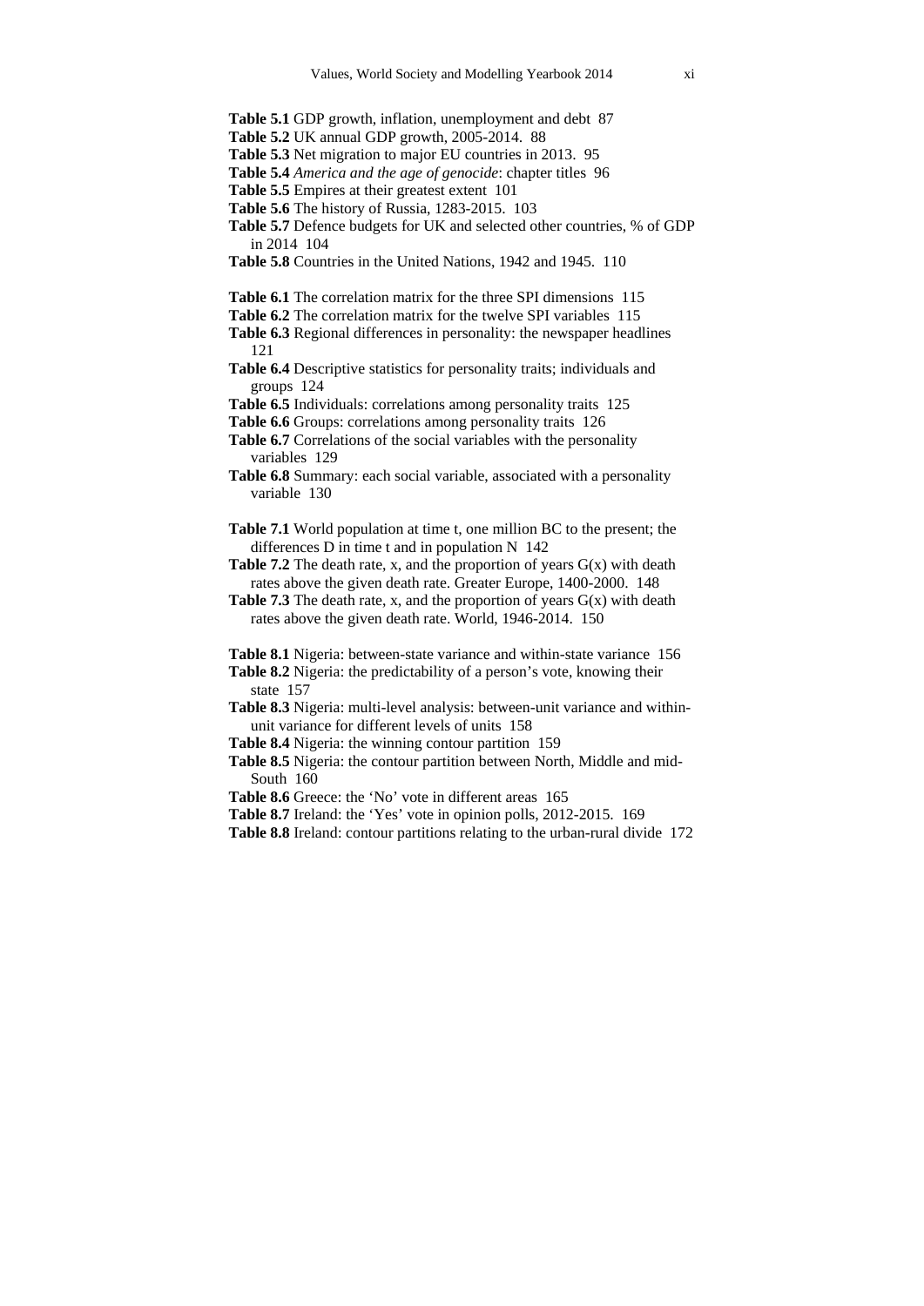**Table 5.1** GDP growth, inflation, unemployment and debt 87

**Table 5.2** UK annual GDP growth, 2005-2014. 88

**Table 5.3** Net migration to major EU countries in 2013. 95

**Table 5.4** *America and the age of genocide*: chapter titles 96

**Table 5.5** Empires at their greatest extent 101

**Table 5.6** The history of Russia, 1283-2015. 103

**Table 5.7** Defence budgets for UK and selected other countries, % of GDP in 2014 104

**Table 5.8** Countries in the United Nations, 1942 and 1945. 110

**Table 6.1** The correlation matrix for the three SPI dimensions 115

**Table 6.2** The correlation matrix for the twelve SPI variables 115

**Table 6.3** Regional differences in personality: the newspaper headlines 121

**Table 6.4** Descriptive statistics for personality traits; individuals and groups 124

**Table 6.5** Individuals: correlations among personality traits 125

**Table 6.6** Groups: correlations among personality traits 126

**Table 6.7** Correlations of the social variables with the personality variables 129

**Table 6.8** Summary: each social variable, associated with a personality variable 130

**Table 7.1** World population at time t, one million BC to the present; the differences D in time t and in population N 142

**Table 7.2** The death rate, x, and the proportion of years G(x) with death rates above the given death rate. Greater Europe, 1400-2000. 148

**Table 7.3** The death rate, x, and the proportion of years G(x) with death rates above the given death rate. World, 1946-2014. 150

**Table 8.1** Nigeria: between-state variance and within-state variance 156

**Table 8.2** Nigeria: the predictability of a person's vote, knowing their state 157

**Table 8.3** Nigeria: multi-level analysis: between-unit variance and within-unit variance for different levels of units 158

**Table 8.4** Nigeria: the winning contour partition 159

**Table 8.5** Nigeria: the contour partition between North, Middle and mid-South 160

**Table 8.6** Greece: the 'No' vote in different areas 165

**Table 8.7** Ireland: the 'Yes' vote in opinion polls, 2012-2015. 169

**Table 8.8** Ireland: contour partitions relating to the urban-rural divide 172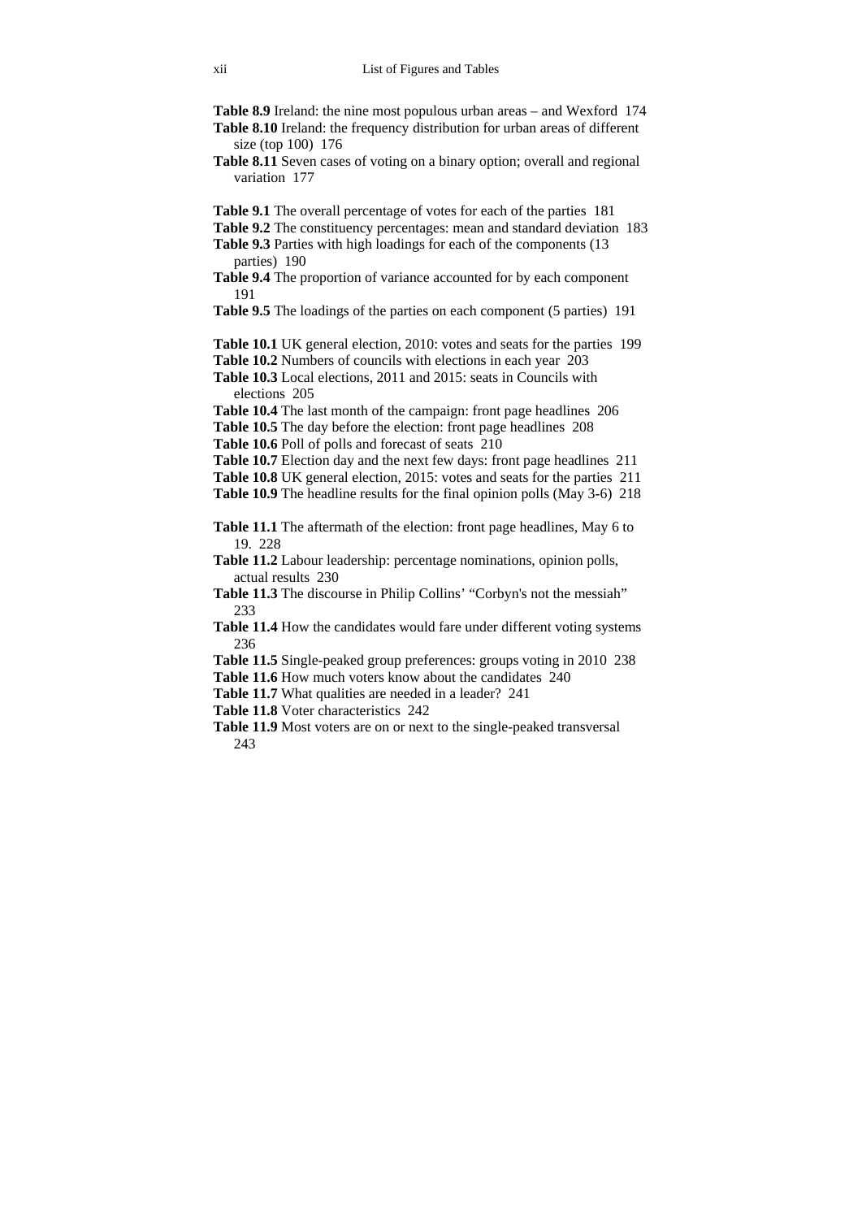**Table 8.9** Ireland: the nine most populous urban areas – and Wexford 174

**Table 8.10** Ireland: the frequency distribution for urban areas of different size (top 100) 176

**Table 8.11** Seven cases of voting on a binary option; overall and regional variation 177

**Table 9.1** The overall percentage of votes for each of the parties 181

**Table 9.2** The constituency percentages: mean and standard deviation 183

**Table 9.3** Parties with high loadings for each of the components (13 parties) 190

**Table 9.4** The proportion of variance accounted for by each component 191

**Table 9.5** The loadings of the parties on each component (5 parties) 191

**Table 10.1** UK general election, 2010: votes and seats for the parties 199

**Table 10.2** Numbers of councils with elections in each year 203

**Table 10.3** Local elections, 2011 and 2015: seats in Councils with elections 205

**Table 10.4** The last month of the campaign: front page headlines 206

**Table 10.5** The day before the election: front page headlines 208

**Table 10.6** Poll of polls and forecast of seats 210

**Table 10.7** Election day and the next few days: front page headlines 211

**Table 10.8** UK general election, 2015: votes and seats for the parties 211

**Table 10.9** The headline results for the final opinion polls (May 3-6) 218

**Table 11.1** The aftermath of the election: front page headlines, May 6 to 19. 228

**Table 11.2** Labour leadership: percentage nominations, opinion polls, actual results 230

**Table 11.3** The discourse in Philip Collins' "Corbyn's not the messiah" 233

**Table 11.4** How the candidates would fare under different voting systems 236

**Table 11.5** Single-peaked group preferences: groups voting in 2010 238

**Table 11.6** How much voters know about the candidates 240

**Table 11.7** What qualities are needed in a leader? 241

**Table 11.8** Voter characteristics 242

**Table 11.9** Most voters are on or next to the single-peaked transversal 243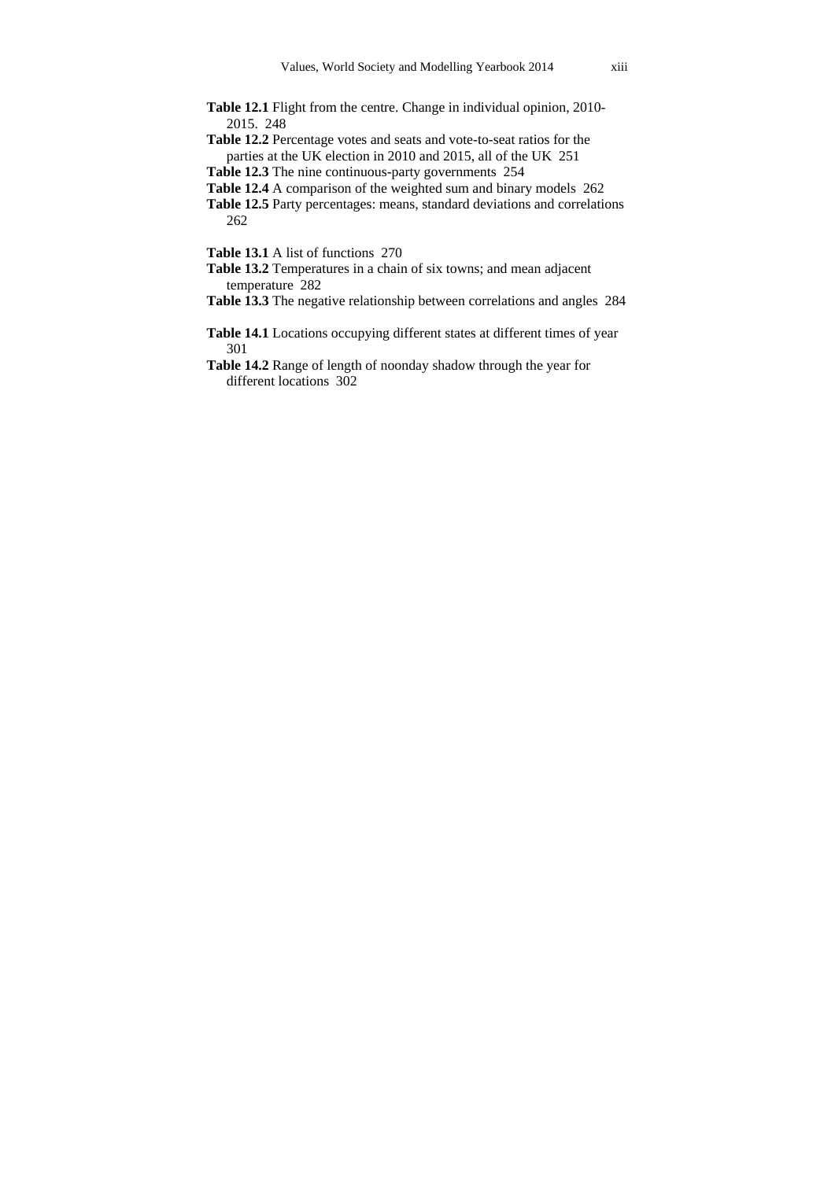**Table 12.1** Flight from the centre. Change in individual opinion, 2010-2015. 248

**Table 12.2** Percentage votes and seats and vote-to-seat ratios for the parties at the UK election in 2010 and 2015, all of the UK 251

**Table 12.3** The nine continuous-party governments 254

**Table 12.4** A comparison of the weighted sum and binary models 262

**Table 12.5** Party percentages: means, standard deviations and correlations 262

**Table 13.1** A list of functions 270

**Table 13.2** Temperatures in a chain of six towns; and mean adjacent temperature 282

**Table 13.3** The negative relationship between correlations and angles 284

**Table 14.1** Locations occupying different states at different times of year 301

**Table 14.2** Range of length of noonday shadow through the year for different locations 302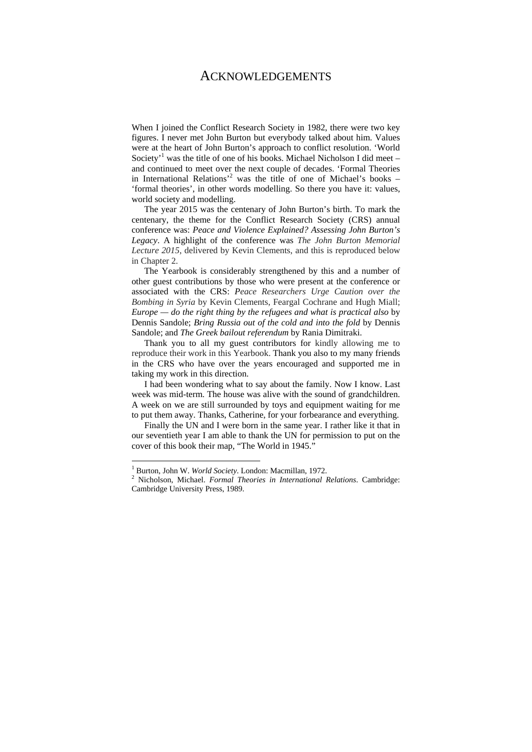# ACKNOWLEDGEMENTS

When I joined the Conflict Research Society in 1982, there were two key figures. I never met John Burton but everybody talked about him. Values were at the heart of John Burton's approach to conflict resolution. 'World Society'[1] was the title of one of his books. Michael Nicholson I did meet – and continued to meet over the next couple of decades. 'Formal Theories in International Relations'[2] was the title of one of Michael's books – 'formal theories', in other words modelling. So there you have it: values, world society and modelling.

The year 2015 was the centenary of John Burton's birth. To mark the centenary, the theme for the Conflict Research Society (CRS) annual conference was: *Peace and Violence Explained? Assessing John Burton's Legacy*. A highlight of the conference was *The John Burton Memorial Lecture 2015*, delivered by Kevin Clements, and this is reproduced below in Chapter 2.

The Yearbook is considerably strengthened by this and a number of other guest contributions by those who were present at the conference or associated with the CRS: *Peace Researchers Urge Caution over the Bombing in Syria* by Kevin Clements, Feargal Cochrane and Hugh Miall; *Europe — do the right thing by the refugees and what is practical also* by Dennis Sandole; *Bring Russia out of the cold and into the fold* by Dennis Sandole; and *The Greek bailout referendum* by Rania Dimitraki.

Thank you to all my guest contributors for kindly allowing me to reproduce their work in this Yearbook. Thank you also to my many friends in the CRS who have over the years encouraged and supported me in taking my work in this direction.

I had been wondering what to say about the family. Now I know. Last week was mid-term. The house was alive with the sound of grandchildren. A week on we are still surrounded by toys and equipment waiting for me to put them away. Thanks, Catherine, for your forbearance and everything.

Finally the UN and I were born in the same year. I rather like it that in our seventieth year I am able to thank the UN for permission to put on the cover of this book their map, "The World in 1945."

---

[1] Burton, John W. *World Society*. London: Macmillan, 1972.

[2] Nicholson, Michael. *Formal Theories in International Relations*. Cambridge: Cambridge University Press, 1989.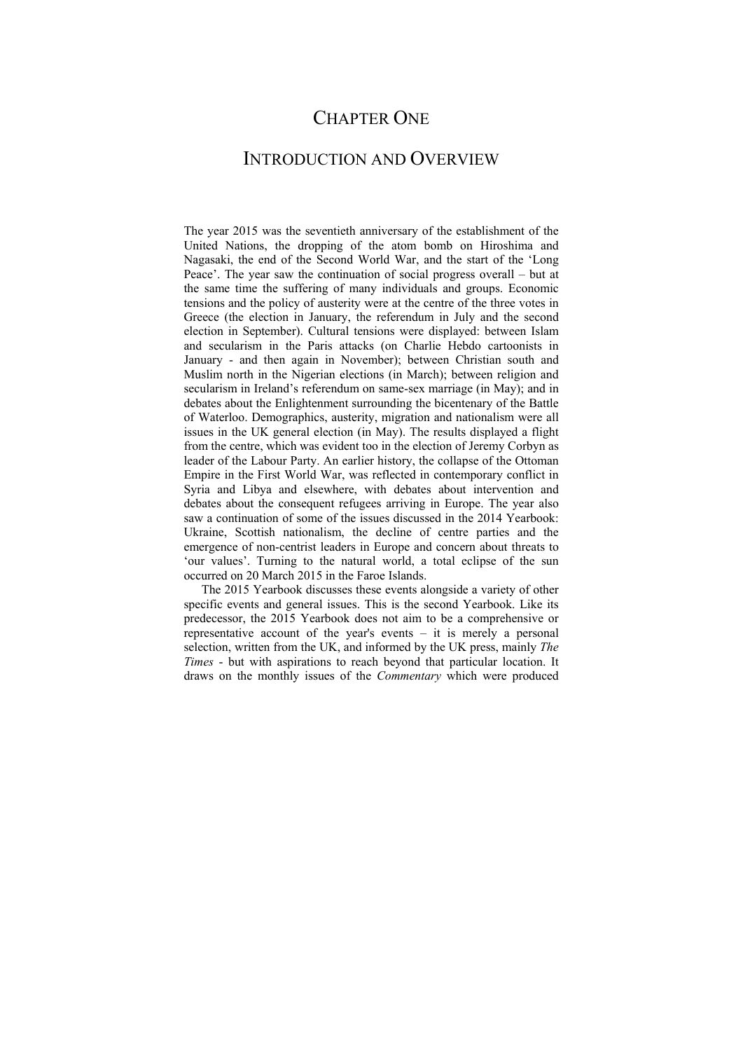# CHAPTER ONE

## INTRODUCTION AND OVERVIEW

The year 2015 was the seventieth anniversary of the establishment of the United Nations, the dropping of the atom bomb on Hiroshima and Nagasaki, the end of the Second World War, and the start of the 'Long Peace'. The year saw the continuation of social progress overall – but at the same time the suffering of many individuals and groups. Economic tensions and the policy of austerity were at the centre of the three votes in Greece (the election in January, the referendum in July and the second election in September). Cultural tensions were displayed: between Islam and secularism in the Paris attacks (on Charlie Hebdo cartoonists in January - and then again in November); between Christian south and Muslim north in the Nigerian elections (in March); between religion and secularism in Ireland's referendum on same-sex marriage (in May); and in debates about the Enlightenment surrounding the bicentenary of the Battle of Waterloo. Demographics, austerity, migration and nationalism were all issues in the UK general election (in May). The results displayed a flight from the centre, which was evident too in the election of Jeremy Corbyn as leader of the Labour Party. An earlier history, the collapse of the Ottoman Empire in the First World War, was reflected in contemporary conflict in Syria and Libya and elsewhere, with debates about intervention and debates about the consequent refugees arriving in Europe. The year also saw a continuation of some of the issues discussed in the 2014 Yearbook: Ukraine, Scottish nationalism, the decline of centre parties and the emergence of non-centrist leaders in Europe and concern about threats to 'our values'. Turning to the natural world, a total eclipse of the sun occurred on 20 March 2015 in the Faroe Islands.

The 2015 Yearbook discusses these events alongside a variety of other specific events and general issues. This is the second Yearbook. Like its predecessor, the 2015 Yearbook does not aim to be a comprehensive or representative account of the year's events – it is merely a personal selection, written from the UK, and informed by the UK press, mainly *The Times* - but with aspirations to reach beyond that particular location. It draws on the monthly issues of the *Commentary* which were produced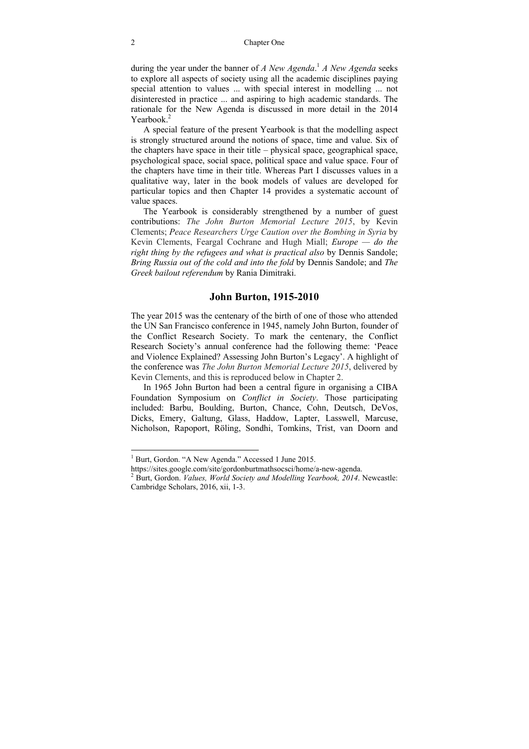during the year under the banner of *A New Agenda*.[1] *A New Agenda* seeks to explore all aspects of society using all the academic disciplines paying special attention to values ... with special interest in modelling ... not disinterested in practice ... and aspiring to high academic standards. The rationale for the New Agenda is discussed in more detail in the 2014 Yearbook.[2]

A special feature of the present Yearbook is that the modelling aspect is strongly structured around the notions of space, time and value. Six of the chapters have space in their title – physical space, geographical space, psychological space, social space, political space and value space. Four of the chapters have time in their title. Whereas Part I discusses values in a qualitative way, later in the book models of values are developed for particular topics and then Chapter 14 provides a systematic account of value spaces.

The Yearbook is considerably strengthened by a number of guest contributions: *The John Burton Memorial Lecture 2015*, by Kevin Clements; *Peace Researchers Urge Caution over the Bombing in Syria* by Kevin Clements, Feargal Cochrane and Hugh Miall; *Europe — do the right thing by the refugees and what is practical also* by Dennis Sandole; *Bring Russia out of the cold and into the fold* by Dennis Sandole; and *The Greek bailout referendum* by Rania Dimitraki.

## John Burton, 1915-2010

The year 2015 was the centenary of the birth of one of those who attended the UN San Francisco conference in 1945, namely John Burton, founder of the Conflict Research Society. To mark the centenary, the Conflict Research Society's annual conference had the following theme: 'Peace and Violence Explained? Assessing John Burton's Legacy'. A highlight of the conference was *The John Burton Memorial Lecture 2015*, delivered by Kevin Clements, and this is reproduced below in Chapter 2.

In 1965 John Burton had been a central figure in organising a CIBA Foundation Symposium on *Conflict in Society*. Those participating included: Barbu, Boulding, Burton, Chance, Cohn, Deutsch, DeVos, Dicks, Emery, Galtung, Glass, Haddow, Lapter, Lasswell, Marcuse, Nicholson, Rapoport, Röling, Sondhi, Tomkins, Trist, van Doorn and

---

[1] Burt, Gordon. "A New Agenda." Accessed 1 June 2015. https://sites.google.com/site/gordonburtmathsocsci/home/a-new-agenda.

[2] Burt, Gordon. *Values, World Society and Modelling Yearbook, 2014*. Newcastle: Cambridge Scholars, 2016, xii, 1-3.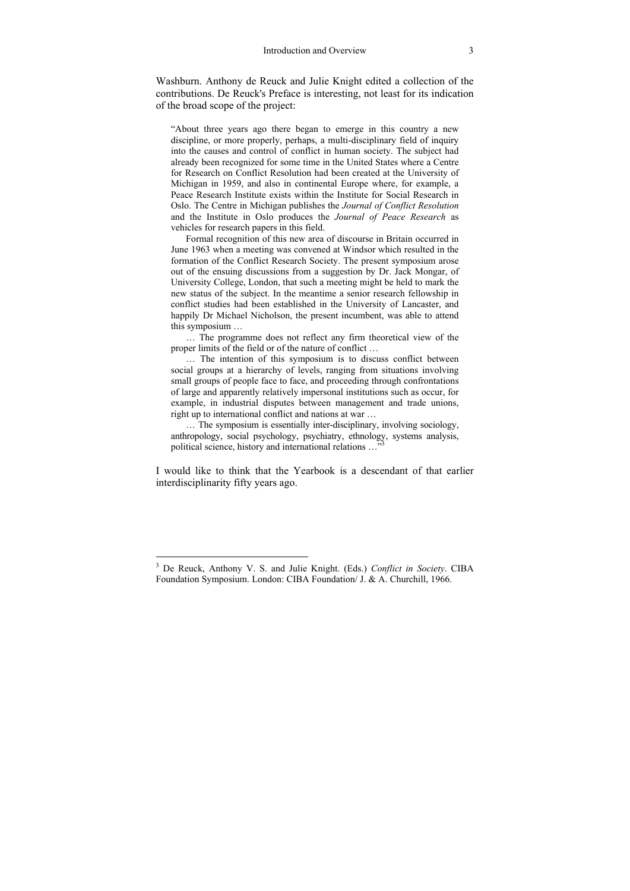Washburn. Anthony de Reuck and Julie Knight edited a collection of the contributions. De Reuck's Preface is interesting, not least for its indication of the broad scope of the project:

> "About three years ago there began to emerge in this country a new discipline, or more properly, perhaps, a multi-disciplinary field of inquiry into the causes and control of conflict in human society. The subject had already been recognized for some time in the United States where a Centre for Research on Conflict Resolution had been created at the University of Michigan in 1959, and also in continental Europe where, for example, a Peace Research Institute exists within the Institute for Social Research in Oslo. The Centre in Michigan publishes the *Journal of Conflict Resolution* and the Institute in Oslo produces the *Journal of Peace Research* as vehicles for research papers in this field.
>
> Formal recognition of this new area of discourse in Britain occurred in June 1963 when a meeting was convened at Windsor which resulted in the formation of the Conflict Research Society. The present symposium arose out of the ensuing discussions from a suggestion by Dr. Jack Mongar, of University College, London, that such a meeting might be held to mark the new status of the subject. In the meantime a senior research fellowship in conflict studies had been established in the University of Lancaster, and happily Dr Michael Nicholson, the present incumbent, was able to attend this symposium …
>
> … The programme does not reflect any firm theoretical view of the proper limits of the field or of the nature of conflict …
>
> … The intention of this symposium is to discuss conflict between social groups at a hierarchy of levels, ranging from situations involving small groups of people face to face, and proceeding through confrontations of large and apparently relatively impersonal institutions such as occur, for example, in industrial disputes between management and trade unions, right up to international conflict and nations at war …
>
> … The symposium is essentially inter-disciplinary, involving sociology, anthropology, social psychology, psychiatry, ethnology, systems analysis, political science, history and international relations …"[3]

I would like to think that the Yearbook is a descendant of that earlier interdisciplinarity fifty years ago.

---

[3] De Reuck, Anthony V. S. and Julie Knight. (Eds.) *Conflict in Society*. CIBA Foundation Symposium. London: CIBA Foundation/ J. & A. Churchill, 1966.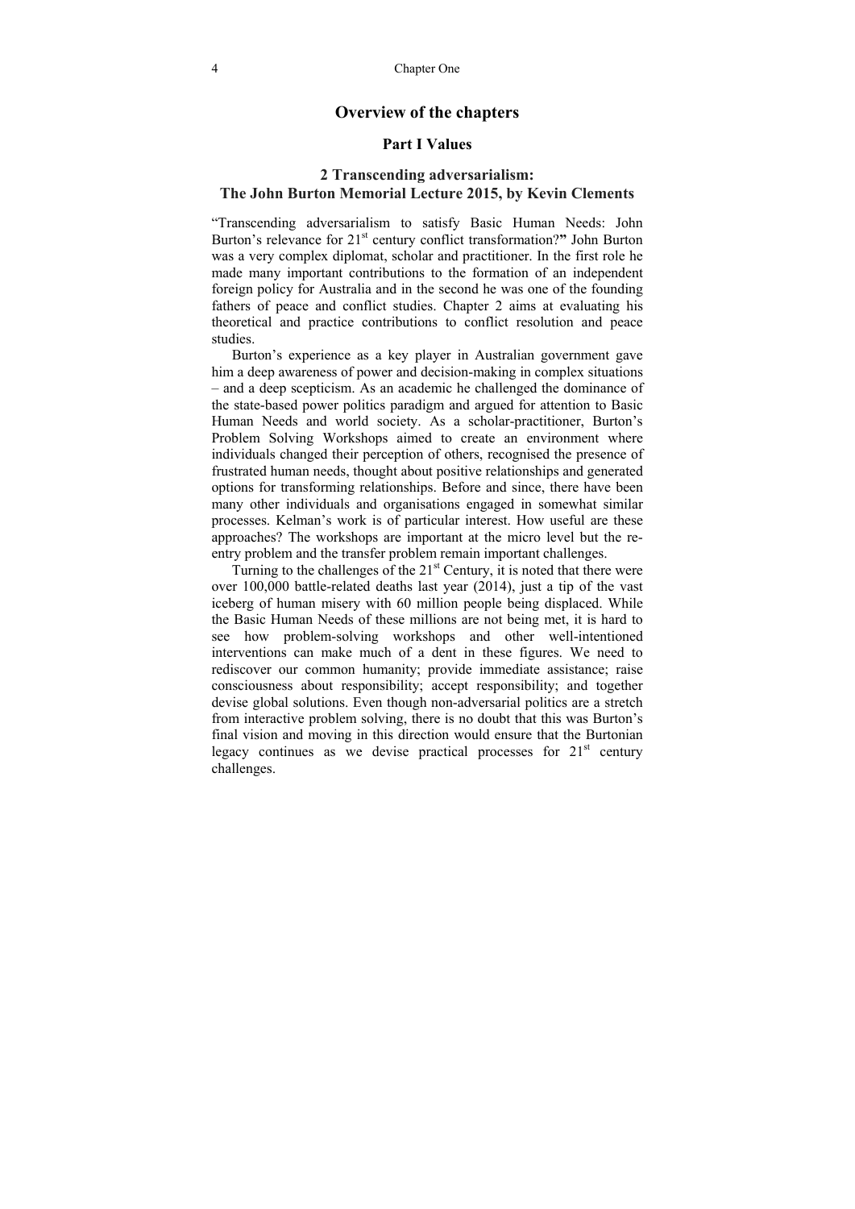## Overview of the chapters

### Part I Values

### 2 Transcending adversarialism: The John Burton Memorial Lecture 2015, by Kevin Clements

"Transcending adversarialism to satisfy Basic Human Needs: John Burton's relevance for 21st century conflict transformation?**"** John Burton was a very complex diplomat, scholar and practitioner. In the first role he made many important contributions to the formation of an independent foreign policy for Australia and in the second he was one of the founding fathers of peace and conflict studies. Chapter 2 aims at evaluating his theoretical and practice contributions to conflict resolution and peace studies.

Burton's experience as a key player in Australian government gave him a deep awareness of power and decision-making in complex situations – and a deep scepticism. As an academic he challenged the dominance of the state-based power politics paradigm and argued for attention to Basic Human Needs and world society. As a scholar-practitioner, Burton's Problem Solving Workshops aimed to create an environment where individuals changed their perception of others, recognised the presence of frustrated human needs, thought about positive relationships and generated options for transforming relationships. Before and since, there have been many other individuals and organisations engaged in somewhat similar processes. Kelman's work is of particular interest. How useful are these approaches? The workshops are important at the micro level but the re-entry problem and the transfer problem remain important challenges.

Turning to the challenges of the 21st Century, it is noted that there were over 100,000 battle-related deaths last year (2014), just a tip of the vast iceberg of human misery with 60 million people being displaced. While the Basic Human Needs of these millions are not being met, it is hard to see how problem-solving workshops and other well-intentioned interventions can make much of a dent in these figures. We need to rediscover our common humanity; provide immediate assistance; raise consciousness about responsibility; accept responsibility; and together devise global solutions. Even though non-adversarial politics are a stretch from interactive problem solving, there is no doubt that this was Burton's final vision and moving in this direction would ensure that the Burtonian legacy continues as we devise practical processes for 21st century challenges.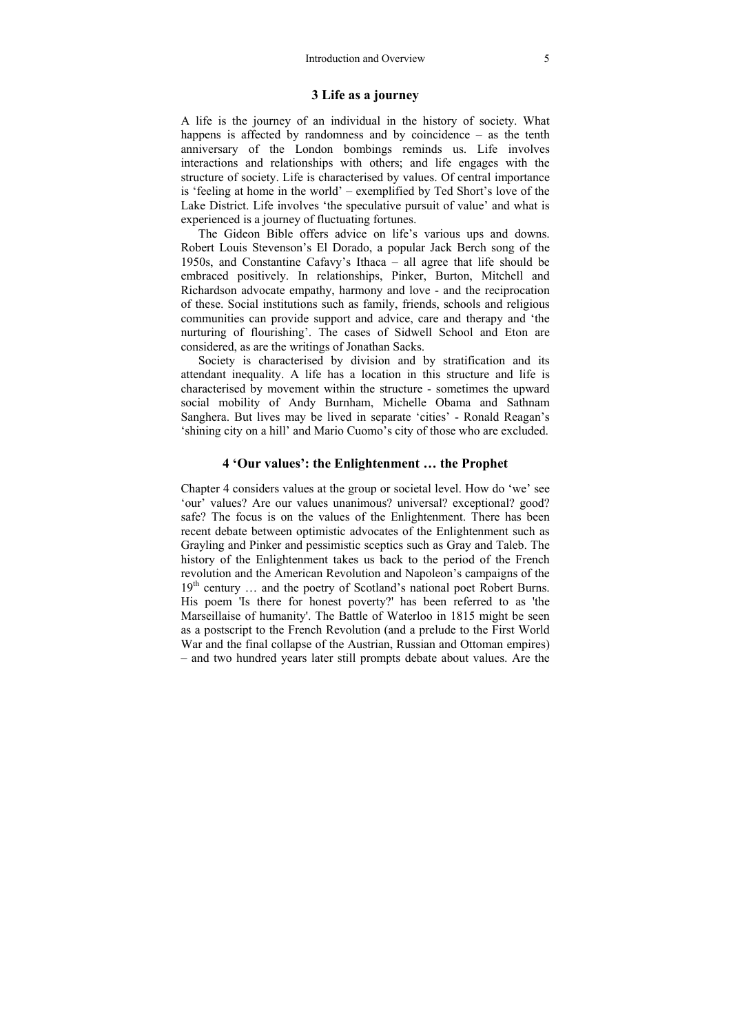## 3 Life as a journey

A life is the journey of an individual in the history of society. What happens is affected by randomness and by coincidence – as the tenth anniversary of the London bombings reminds us. Life involves interactions and relationships with others; and life engages with the structure of society. Life is characterised by values. Of central importance is 'feeling at home in the world' – exemplified by Ted Short's love of the Lake District. Life involves 'the speculative pursuit of value' and what is experienced is a journey of fluctuating fortunes.

The Gideon Bible offers advice on life's various ups and downs. Robert Louis Stevenson's El Dorado, a popular Jack Berch song of the 1950s, and Constantine Cafavy's Ithaca – all agree that life should be embraced positively. In relationships, Pinker, Burton, Mitchell and Richardson advocate empathy, harmony and love - and the reciprocation of these. Social institutions such as family, friends, schools and religious communities can provide support and advice, care and therapy and 'the nurturing of flourishing'. The cases of Sidwell School and Eton are considered, as are the writings of Jonathan Sacks.

Society is characterised by division and by stratification and its attendant inequality. A life has a location in this structure and life is characterised by movement within the structure - sometimes the upward social mobility of Andy Burnham, Michelle Obama and Sathnam Sanghera. But lives may be lived in separate 'cities' - Ronald Reagan's 'shining city on a hill' and Mario Cuomo's city of those who are excluded.

## 4 'Our values': the Enlightenment … the Prophet

Chapter 4 considers values at the group or societal level. How do 'we' see 'our' values? Are our values unanimous? universal? exceptional? good? safe? The focus is on the values of the Enlightenment. There has been recent debate between optimistic advocates of the Enlightenment such as Grayling and Pinker and pessimistic sceptics such as Gray and Taleb. The history of the Enlightenment takes us back to the period of the French revolution and the American Revolution and Napoleon's campaigns of the 19th century … and the poetry of Scotland's national poet Robert Burns. His poem 'Is there for honest poverty?' has been referred to as 'the Marseillaise of humanity'. The Battle of Waterloo in 1815 might be seen as a postscript to the French Revolution (and a prelude to the First World War and the final collapse of the Austrian, Russian and Ottoman empires) – and two hundred years later still prompts debate about values. Are the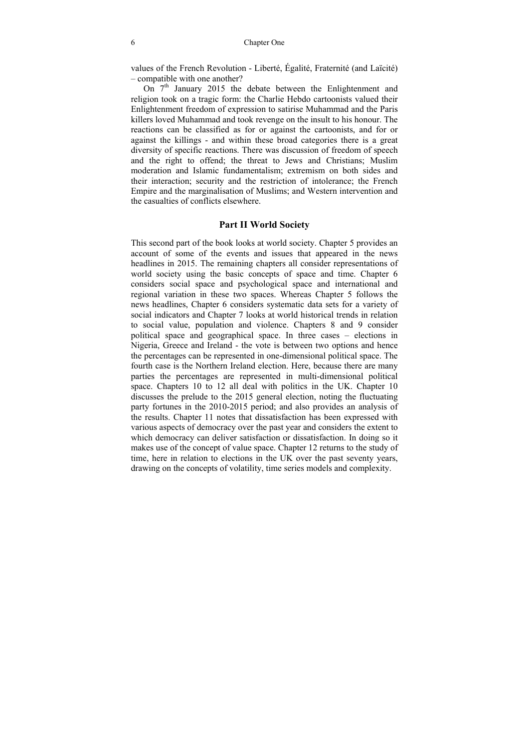values of the French Revolution - Liberté, Égalité, Fraternité (and Laïcité) – compatible with one another?

On 7th January 2015 the debate between the Enlightenment and religion took on a tragic form: the Charlie Hebdo cartoonists valued their Enlightenment freedom of expression to satirise Muhammad and the Paris killers loved Muhammad and took revenge on the insult to his honour. The reactions can be classified as for or against the cartoonists, and for or against the killings - and within these broad categories there is a great diversity of specific reactions. There was discussion of freedom of speech and the right to offend; the threat to Jews and Christians; Muslim moderation and Islamic fundamentalism; extremism on both sides and their interaction; security and the restriction of intolerance; the French Empire and the marginalisation of Muslims; and Western intervention and the casualties of conflicts elsewhere.

## Part II World Society

This second part of the book looks at world society. Chapter 5 provides an account of some of the events and issues that appeared in the news headlines in 2015. The remaining chapters all consider representations of world society using the basic concepts of space and time. Chapter 6 considers social space and psychological space and international and regional variation in these two spaces. Whereas Chapter 5 follows the news headlines, Chapter 6 considers systematic data sets for a variety of social indicators and Chapter 7 looks at world historical trends in relation to social value, population and violence. Chapters 8 and 9 consider political space and geographical space. In three cases – elections in Nigeria, Greece and Ireland - the vote is between two options and hence the percentages can be represented in one-dimensional political space. The fourth case is the Northern Ireland election. Here, because there are many parties the percentages are represented in multi-dimensional political space. Chapters 10 to 12 all deal with politics in the UK. Chapter 10 discusses the prelude to the 2015 general election, noting the fluctuating party fortunes in the 2010-2015 period; and also provides an analysis of the results. Chapter 11 notes that dissatisfaction has been expressed with various aspects of democracy over the past year and considers the extent to which democracy can deliver satisfaction or dissatisfaction. In doing so it makes use of the concept of value space. Chapter 12 returns to the study of time, here in relation to elections in the UK over the past seventy years, drawing on the concepts of volatility, time series models and complexity.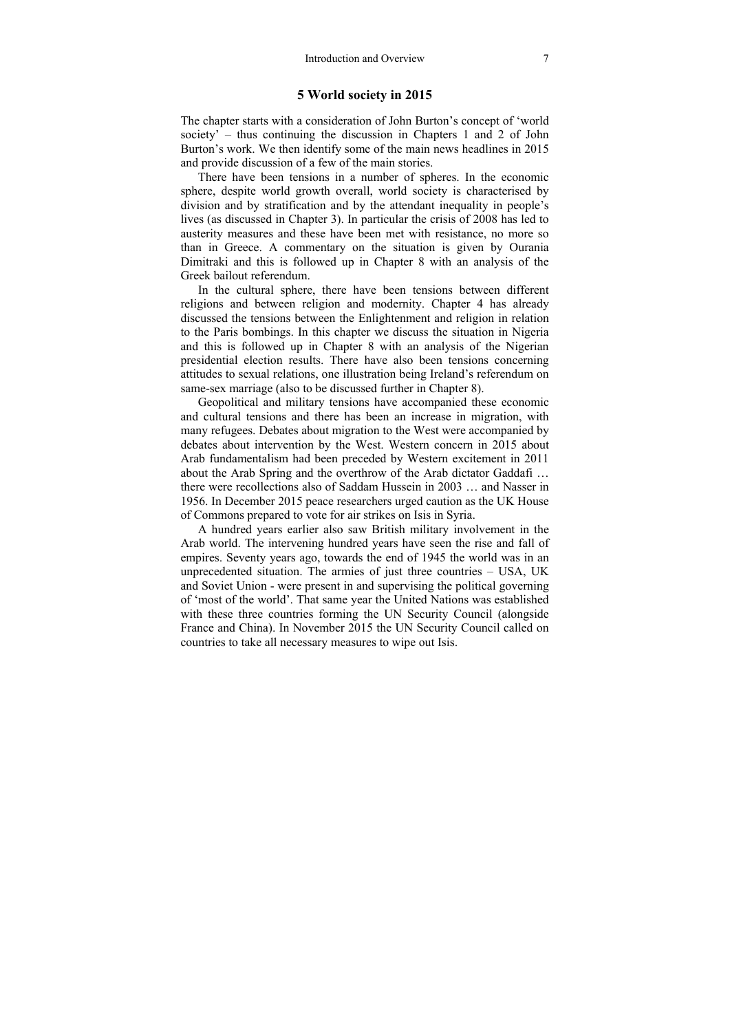## 5 World society in 2015

The chapter starts with a consideration of John Burton's concept of 'world society' – thus continuing the discussion in Chapters 1 and 2 of John Burton's work. We then identify some of the main news headlines in 2015 and provide discussion of a few of the main stories.

There have been tensions in a number of spheres. In the economic sphere, despite world growth overall, world society is characterised by division and by stratification and by the attendant inequality in people's lives (as discussed in Chapter 3). In particular the crisis of 2008 has led to austerity measures and these have been met with resistance, no more so than in Greece. A commentary on the situation is given by Ourania Dimitraki and this is followed up in Chapter 8 with an analysis of the Greek bailout referendum.

In the cultural sphere, there have been tensions between different religions and between religion and modernity. Chapter 4 has already discussed the tensions between the Enlightenment and religion in relation to the Paris bombings. In this chapter we discuss the situation in Nigeria and this is followed up in Chapter 8 with an analysis of the Nigerian presidential election results. There have also been tensions concerning attitudes to sexual relations, one illustration being Ireland's referendum on same-sex marriage (also to be discussed further in Chapter 8).

Geopolitical and military tensions have accompanied these economic and cultural tensions and there has been an increase in migration, with many refugees. Debates about migration to the West were accompanied by debates about intervention by the West. Western concern in 2015 about Arab fundamentalism had been preceded by Western excitement in 2011 about the Arab Spring and the overthrow of the Arab dictator Gaddafi … there were recollections also of Saddam Hussein in 2003 … and Nasser in 1956. In December 2015 peace researchers urged caution as the UK House of Commons prepared to vote for air strikes on Isis in Syria.

A hundred years earlier also saw British military involvement in the Arab world. The intervening hundred years have seen the rise and fall of empires. Seventy years ago, towards the end of 1945 the world was in an unprecedented situation. The armies of just three countries – USA, UK and Soviet Union - were present in and supervising the political governing of 'most of the world'. That same year the United Nations was established with these three countries forming the UN Security Council (alongside France and China). In November 2015 the UN Security Council called on countries to take all necessary measures to wipe out Isis.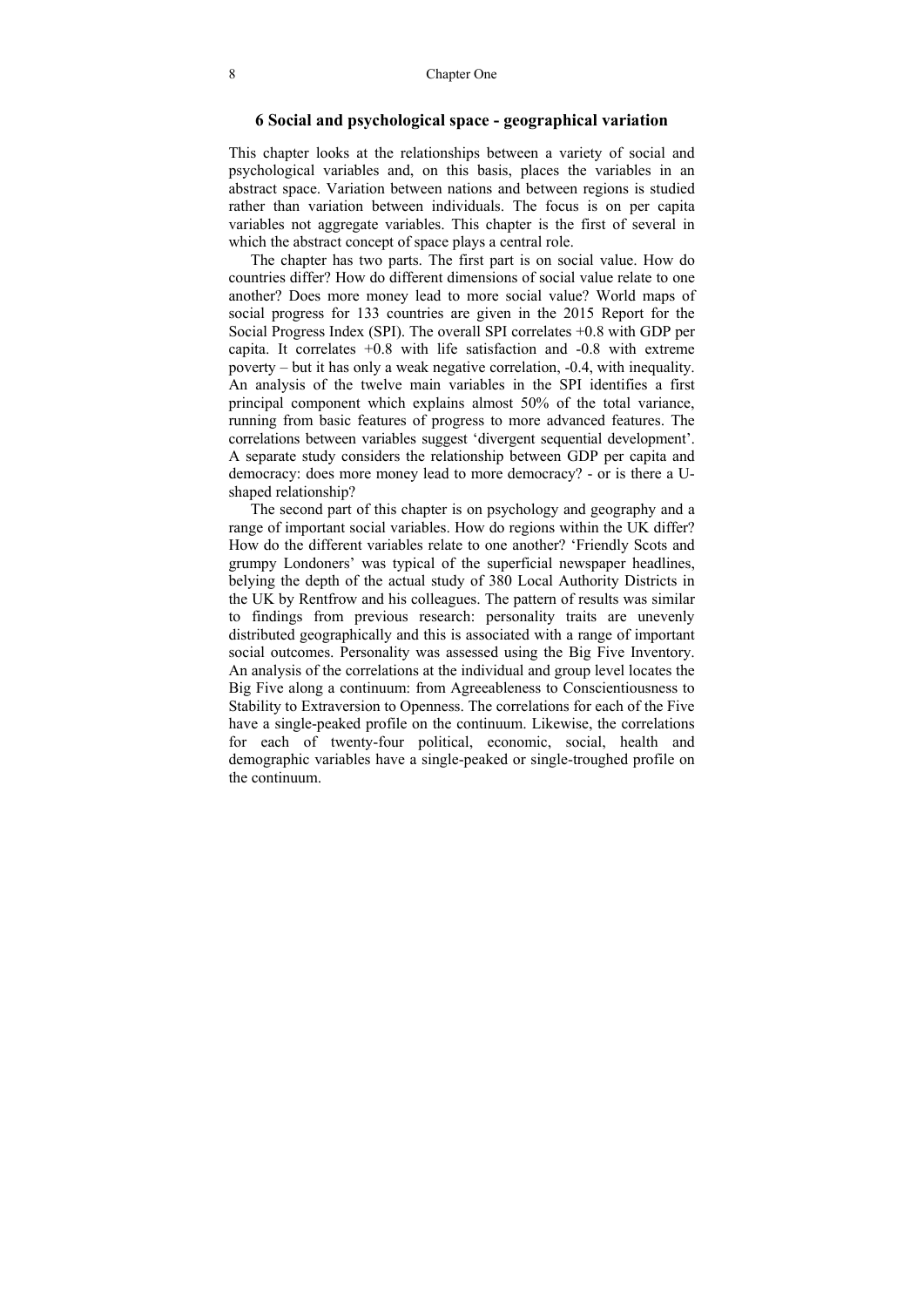## 6 Social and psychological space - geographical variation

This chapter looks at the relationships between a variety of social and psychological variables and, on this basis, places the variables in an abstract space. Variation between nations and between regions is studied rather than variation between individuals. The focus is on per capita variables not aggregate variables. This chapter is the first of several in which the abstract concept of space plays a central role.

The chapter has two parts. The first part is on social value. How do countries differ? How do different dimensions of social value relate to one another? Does more money lead to more social value? World maps of social progress for 133 countries are given in the 2015 Report for the Social Progress Index (SPI). The overall SPI correlates +0.8 with GDP per capita. It correlates +0.8 with life satisfaction and -0.8 with extreme poverty – but it has only a weak negative correlation, -0.4, with inequality. An analysis of the twelve main variables in the SPI identifies a first principal component which explains almost 50% of the total variance, running from basic features of progress to more advanced features. The correlations between variables suggest 'divergent sequential development'. A separate study considers the relationship between GDP per capita and democracy: does more money lead to more democracy? - or is there a U-shaped relationship?

The second part of this chapter is on psychology and geography and a range of important social variables. How do regions within the UK differ? How do the different variables relate to one another? 'Friendly Scots and grumpy Londoners' was typical of the superficial newspaper headlines, belying the depth of the actual study of 380 Local Authority Districts in the UK by Rentfrow and his colleagues. The pattern of results was similar to findings from previous research: personality traits are unevenly distributed geographically and this is associated with a range of important social outcomes. Personality was assessed using the Big Five Inventory. An analysis of the correlations at the individual and group level locates the Big Five along a continuum: from Agreeableness to Conscientiousness to Stability to Extraversion to Openness. The correlations for each of the Five have a single-peaked profile on the continuum. Likewise, the correlations for each of twenty-four political, economic, social, health and demographic variables have a single-peaked or single-troughed profile on the continuum.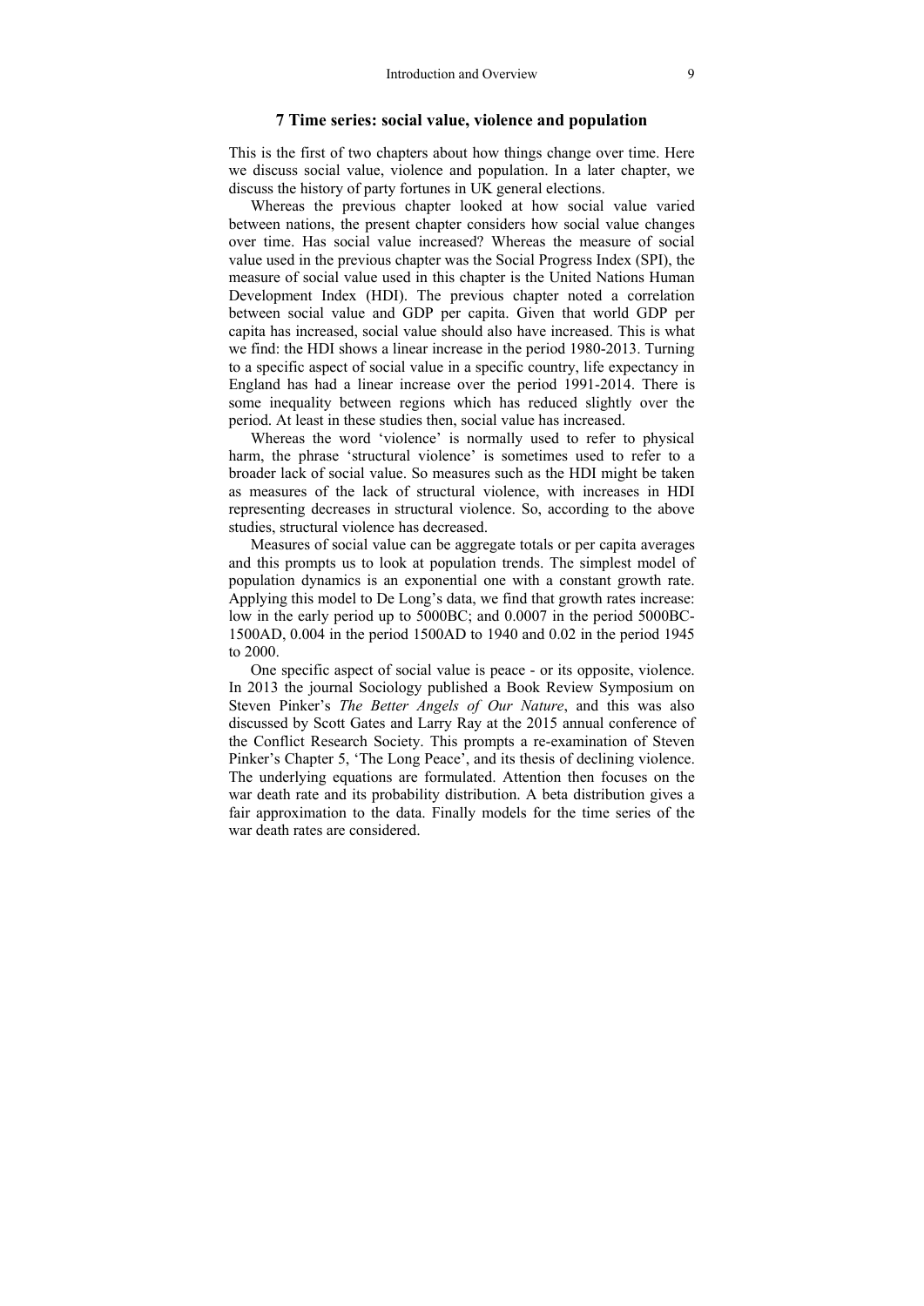## 7 Time series: social value, violence and population

This is the first of two chapters about how things change over time. Here we discuss social value, violence and population. In a later chapter, we discuss the history of party fortunes in UK general elections.

Whereas the previous chapter looked at how social value varied between nations, the present chapter considers how social value changes over time. Has social value increased? Whereas the measure of social value used in the previous chapter was the Social Progress Index (SPI), the measure of social value used in this chapter is the United Nations Human Development Index (HDI). The previous chapter noted a correlation between social value and GDP per capita. Given that world GDP per capita has increased, social value should also have increased. This is what we find: the HDI shows a linear increase in the period 1980-2013. Turning to a specific aspect of social value in a specific country, life expectancy in England has had a linear increase over the period 1991-2014. There is some inequality between regions which has reduced slightly over the period. At least in these studies then, social value has increased.

Whereas the word 'violence' is normally used to refer to physical harm, the phrase 'structural violence' is sometimes used to refer to a broader lack of social value. So measures such as the HDI might be taken as measures of the lack of structural violence, with increases in HDI representing decreases in structural violence. So, according to the above studies, structural violence has decreased.

Measures of social value can be aggregate totals or per capita averages and this prompts us to look at population trends. The simplest model of population dynamics is an exponential one with a constant growth rate. Applying this model to De Long's data, we find that growth rates increase: low in the early period up to 5000BC; and 0.0007 in the period 5000BC-1500AD, 0.004 in the period 1500AD to 1940 and 0.02 in the period 1945 to 2000.

One specific aspect of social value is peace - or its opposite, violence. In 2013 the journal Sociology published a Book Review Symposium on Steven Pinker's *The Better Angels of Our Nature*, and this was also discussed by Scott Gates and Larry Ray at the 2015 annual conference of the Conflict Research Society. This prompts a re-examination of Steven Pinker's Chapter 5, 'The Long Peace', and its thesis of declining violence. The underlying equations are formulated. Attention then focuses on the war death rate and its probability distribution. A beta distribution gives a fair approximation to the data. Finally models for the time series of the war death rates are considered.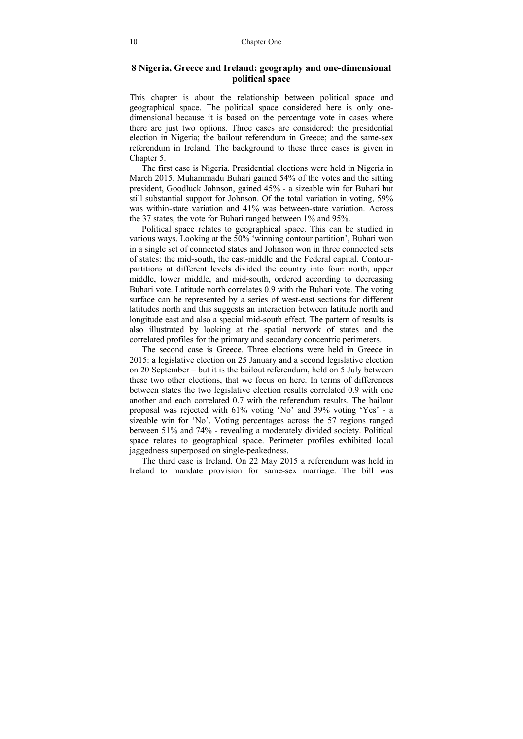## 8 Nigeria, Greece and Ireland: geography and one-dimensional political space

This chapter is about the relationship between political space and geographical space. The political space considered here is only one-dimensional because it is based on the percentage vote in cases where there are just two options. Three cases are considered: the presidential election in Nigeria; the bailout referendum in Greece; and the same-sex referendum in Ireland. The background to these three cases is given in Chapter 5.

The first case is Nigeria. Presidential elections were held in Nigeria in March 2015. Muhammadu Buhari gained 54% of the votes and the sitting president, Goodluck Johnson, gained 45% - a sizeable win for Buhari but still substantial support for Johnson. Of the total variation in voting, 59% was within-state variation and 41% was between-state variation. Across the 37 states, the vote for Buhari ranged between 1% and 95%.

Political space relates to geographical space. This can be studied in various ways. Looking at the 50% 'winning contour partition', Buhari won in a single set of connected states and Johnson won in three connected sets of states: the mid-south, the east-middle and the Federal capital. Contour-partitions at different levels divided the country into four: north, upper middle, lower middle, and mid-south, ordered according to decreasing Buhari vote. Latitude north correlates 0.9 with the Buhari vote. The voting surface can be represented by a series of west-east sections for different latitudes north and this suggests an interaction between latitude north and longitude east and also a special mid-south effect. The pattern of results is also illustrated by looking at the spatial network of states and the correlated profiles for the primary and secondary concentric perimeters.

The second case is Greece. Three elections were held in Greece in 2015: a legislative election on 25 January and a second legislative election on 20 September – but it is the bailout referendum, held on 5 July between these two other elections, that we focus on here. In terms of differences between states the two legislative election results correlated 0.9 with one another and each correlated 0.7 with the referendum results. The bailout proposal was rejected with 61% voting 'No' and 39% voting 'Yes' - a sizeable win for 'No'. Voting percentages across the 57 regions ranged between 51% and 74% - revealing a moderately divided society. Political space relates to geographical space. Perimeter profiles exhibited local jaggedness superposed on single-peakedness.

The third case is Ireland. On 22 May 2015 a referendum was held in Ireland to mandate provision for same-sex marriage. The bill was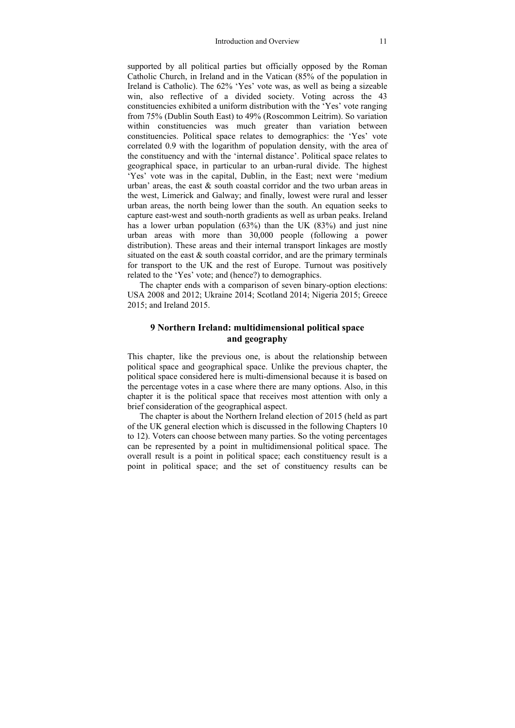supported by all political parties but officially opposed by the Roman Catholic Church, in Ireland and in the Vatican (85% of the population in Ireland is Catholic). The 62% 'Yes' vote was, as well as being a sizeable win, also reflective of a divided society. Voting across the 43 constituencies exhibited a uniform distribution with the 'Yes' vote ranging from 75% (Dublin South East) to 49% (Roscommon Leitrim). So variation within constituencies was much greater than variation between constituencies. Political space relates to demographics: the 'Yes' vote correlated 0.9 with the logarithm of population density, with the area of the constituency and with the 'internal distance'. Political space relates to geographical space, in particular to an urban-rural divide. The highest 'Yes' vote was in the capital, Dublin, in the East; next were 'medium urban' areas, the east & south coastal corridor and the two urban areas in the west, Limerick and Galway; and finally, lowest were rural and lesser urban areas, the north being lower than the south. An equation seeks to capture east-west and south-north gradients as well as urban peaks. Ireland has a lower urban population (63%) than the UK (83%) and just nine urban areas with more than 30,000 people (following a power distribution). These areas and their internal transport linkages are mostly situated on the east & south coastal corridor, and are the primary terminals for transport to the UK and the rest of Europe. Turnout was positively related to the 'Yes' vote; and (hence?) to demographics.

The chapter ends with a comparison of seven binary-option elections: USA 2008 and 2012; Ukraine 2014; Scotland 2014; Nigeria 2015; Greece 2015; and Ireland 2015.

## 9 Northern Ireland: multidimensional political space and geography

This chapter, like the previous one, is about the relationship between political space and geographical space. Unlike the previous chapter, the political space considered here is multi-dimensional because it is based on the percentage votes in a case where there are many options. Also, in this chapter it is the political space that receives most attention with only a brief consideration of the geographical aspect.

The chapter is about the Northern Ireland election of 2015 (held as part of the UK general election which is discussed in the following Chapters 10 to 12). Voters can choose between many parties. So the voting percentages can be represented by a point in multidimensional political space. The overall result is a point in political space; each constituency result is a point in political space; and the set of constituency results can be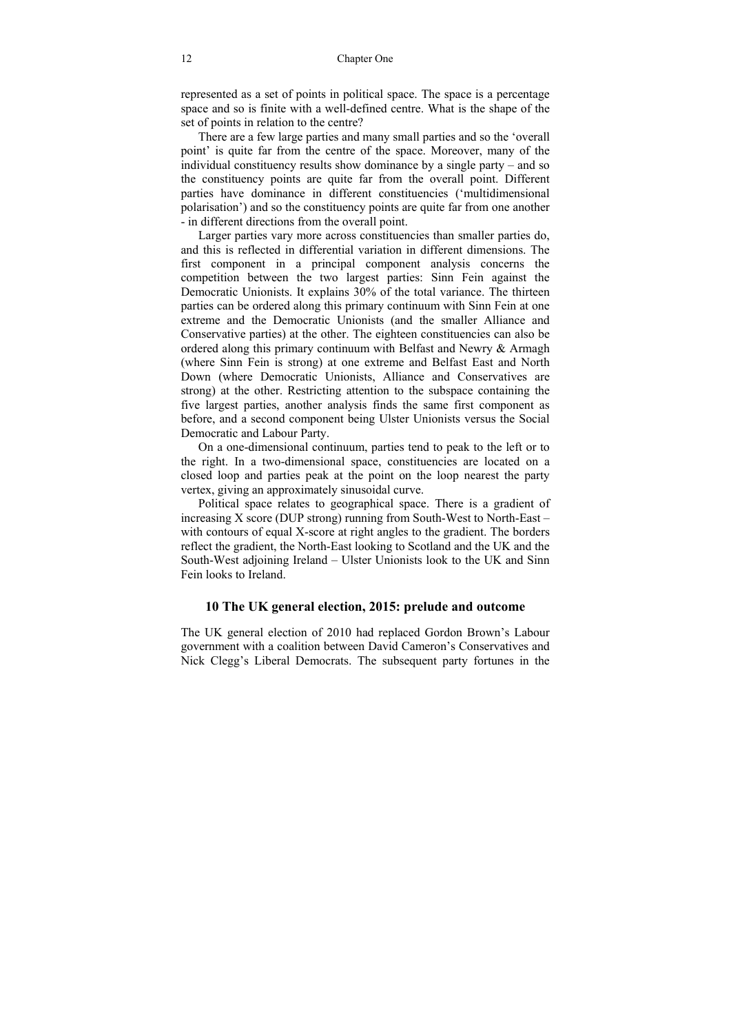represented as a set of points in political space. The space is a percentage space and so is finite with a well-defined centre. What is the shape of the set of points in relation to the centre?

There are a few large parties and many small parties and so the 'overall point' is quite far from the centre of the space. Moreover, many of the individual constituency results show dominance by a single party – and so the constituency points are quite far from the overall point. Different parties have dominance in different constituencies ('multidimensional polarisation') and so the constituency points are quite far from one another - in different directions from the overall point.

Larger parties vary more across constituencies than smaller parties do, and this is reflected in differential variation in different dimensions. The first component in a principal component analysis concerns the competition between the two largest parties: Sinn Fein against the Democratic Unionists. It explains 30% of the total variance. The thirteen parties can be ordered along this primary continuum with Sinn Fein at one extreme and the Democratic Unionists (and the smaller Alliance and Conservative parties) at the other. The eighteen constituencies can also be ordered along this primary continuum with Belfast and Newry & Armagh (where Sinn Fein is strong) at one extreme and Belfast East and North Down (where Democratic Unionists, Alliance and Conservatives are strong) at the other. Restricting attention to the subspace containing the five largest parties, another analysis finds the same first component as before, and a second component being Ulster Unionists versus the Social Democratic and Labour Party.

On a one-dimensional continuum, parties tend to peak to the left or to the right. In a two-dimensional space, constituencies are located on a closed loop and parties peak at the point on the loop nearest the party vertex, giving an approximately sinusoidal curve.

Political space relates to geographical space. There is a gradient of increasing X score (DUP strong) running from South-West to North-East – with contours of equal X-score at right angles to the gradient. The borders reflect the gradient, the North-East looking to Scotland and the UK and the South-West adjoining Ireland – Ulster Unionists look to the UK and Sinn Fein looks to Ireland.

## 10 The UK general election, 2015: prelude and outcome

The UK general election of 2010 had replaced Gordon Brown's Labour government with a coalition between David Cameron's Conservatives and Nick Clegg's Liberal Democrats. The subsequent party fortunes in the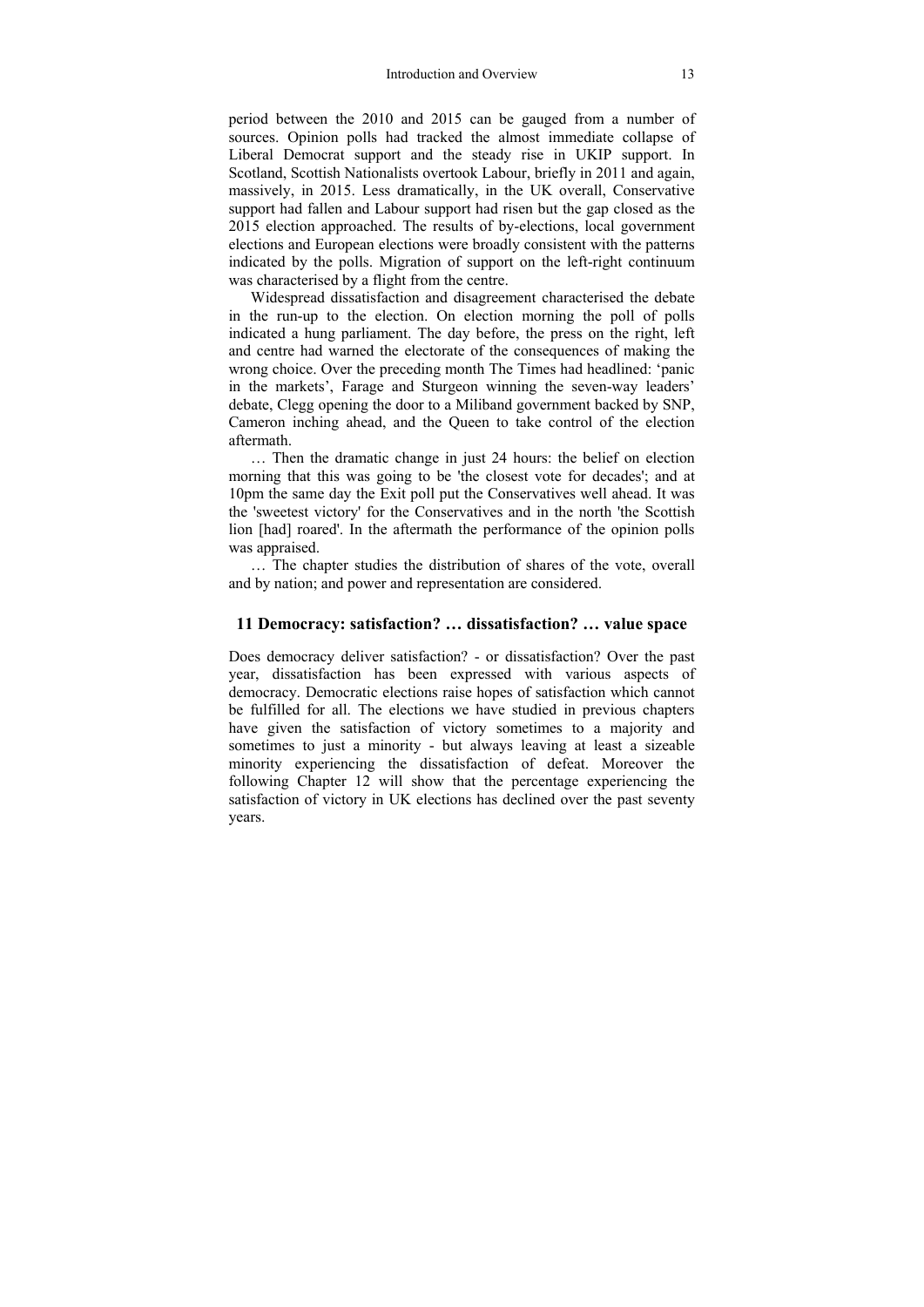period between the 2010 and 2015 can be gauged from a number of sources. Opinion polls had tracked the almost immediate collapse of Liberal Democrat support and the steady rise in UKIP support. In Scotland, Scottish Nationalists overtook Labour, briefly in 2011 and again, massively, in 2015. Less dramatically, in the UK overall, Conservative support had fallen and Labour support had risen but the gap closed as the 2015 election approached. The results of by-elections, local government elections and European elections were broadly consistent with the patterns indicated by the polls. Migration of support on the left-right continuum was characterised by a flight from the centre.

Widespread dissatisfaction and disagreement characterised the debate in the run-up to the election. On election morning the poll of polls indicated a hung parliament. The day before, the press on the right, left and centre had warned the electorate of the consequences of making the wrong choice. Over the preceding month The Times had headlined: 'panic in the markets', Farage and Sturgeon winning the seven-way leaders' debate, Clegg opening the door to a Miliband government backed by SNP, Cameron inching ahead, and the Queen to take control of the election aftermath.

… Then the dramatic change in just 24 hours: the belief on election morning that this was going to be 'the closest vote for decades'; and at 10pm the same day the Exit poll put the Conservatives well ahead. It was the 'sweetest victory' for the Conservatives and in the north 'the Scottish lion [had] roared'. In the aftermath the performance of the opinion polls was appraised.

… The chapter studies the distribution of shares of the vote, overall and by nation; and power and representation are considered.

## 11 Democracy: satisfaction? … dissatisfaction? … value space

Does democracy deliver satisfaction? - or dissatisfaction? Over the past year, dissatisfaction has been expressed with various aspects of democracy. Democratic elections raise hopes of satisfaction which cannot be fulfilled for all. The elections we have studied in previous chapters have given the satisfaction of victory sometimes to a majority and sometimes to just a minority - but always leaving at least a sizeable minority experiencing the dissatisfaction of defeat. Moreover the following Chapter 12 will show that the percentage experiencing the satisfaction of victory in UK elections has declined over the past seventy years.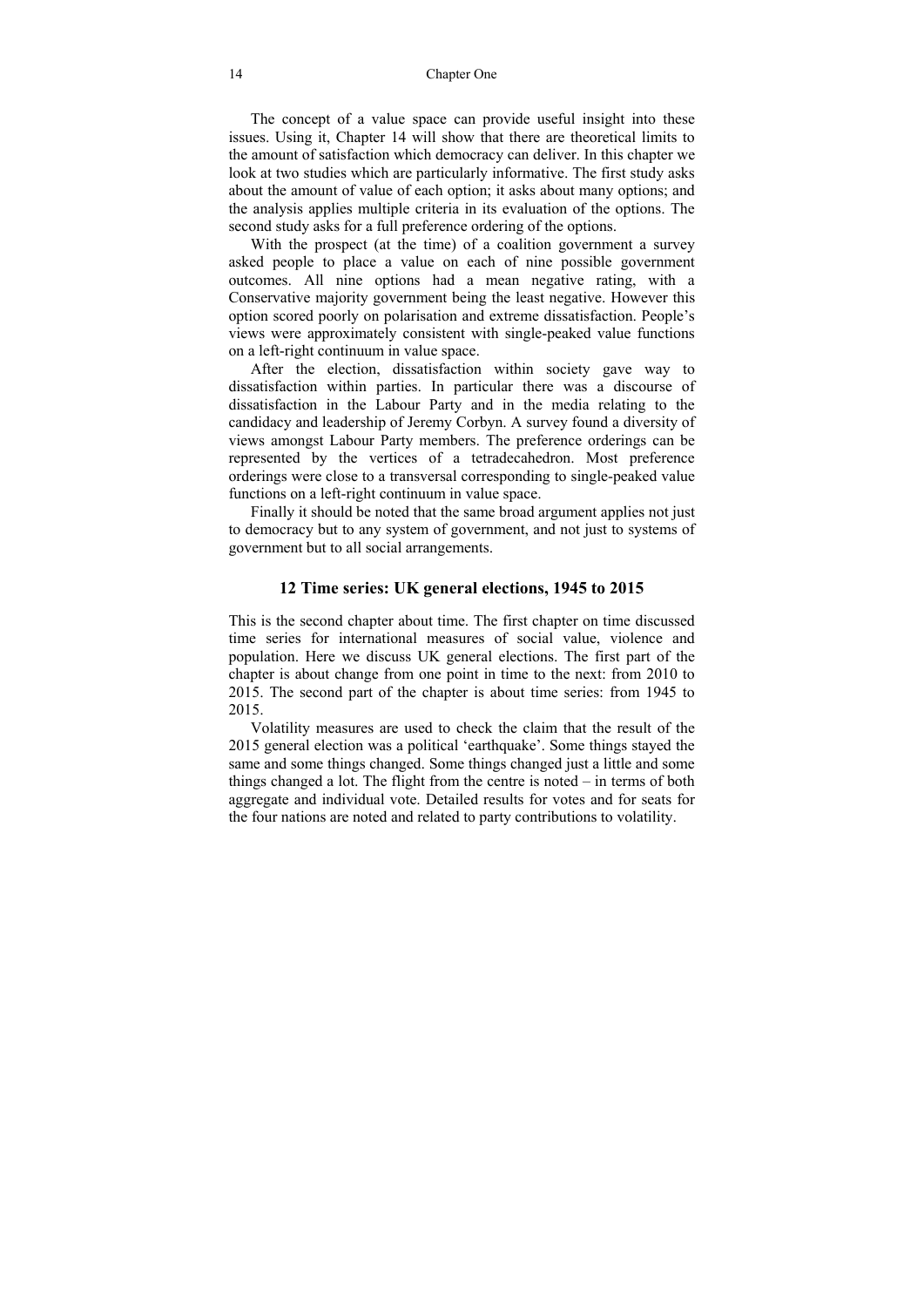The concept of a value space can provide useful insight into these issues. Using it, Chapter 14 will show that there are theoretical limits to the amount of satisfaction which democracy can deliver. In this chapter we look at two studies which are particularly informative. The first study asks about the amount of value of each option; it asks about many options; and the analysis applies multiple criteria in its evaluation of the options. The second study asks for a full preference ordering of the options.

With the prospect (at the time) of a coalition government a survey asked people to place a value on each of nine possible government outcomes. All nine options had a mean negative rating, with a Conservative majority government being the least negative. However this option scored poorly on polarisation and extreme dissatisfaction. People's views were approximately consistent with single-peaked value functions on a left-right continuum in value space.

After the election, dissatisfaction within society gave way to dissatisfaction within parties. In particular there was a discourse of dissatisfaction in the Labour Party and in the media relating to the candidacy and leadership of Jeremy Corbyn. A survey found a diversity of views amongst Labour Party members. The preference orderings can be represented by the vertices of a tetradecahedron. Most preference orderings were close to a transversal corresponding to single-peaked value functions on a left-right continuum in value space.

Finally it should be noted that the same broad argument applies not just to democracy but to any system of government, and not just to systems of government but to all social arrangements.

## 12 Time series: UK general elections, 1945 to 2015

This is the second chapter about time. The first chapter on time discussed time series for international measures of social value, violence and population. Here we discuss UK general elections. The first part of the chapter is about change from one point in time to the next: from 2010 to 2015. The second part of the chapter is about time series: from 1945 to 2015.

Volatility measures are used to check the claim that the result of the 2015 general election was a political 'earthquake'. Some things stayed the same and some things changed. Some things changed just a little and some things changed a lot. The flight from the centre is noted – in terms of both aggregate and individual vote. Detailed results for votes and for seats for the four nations are noted and related to party contributions to volatility.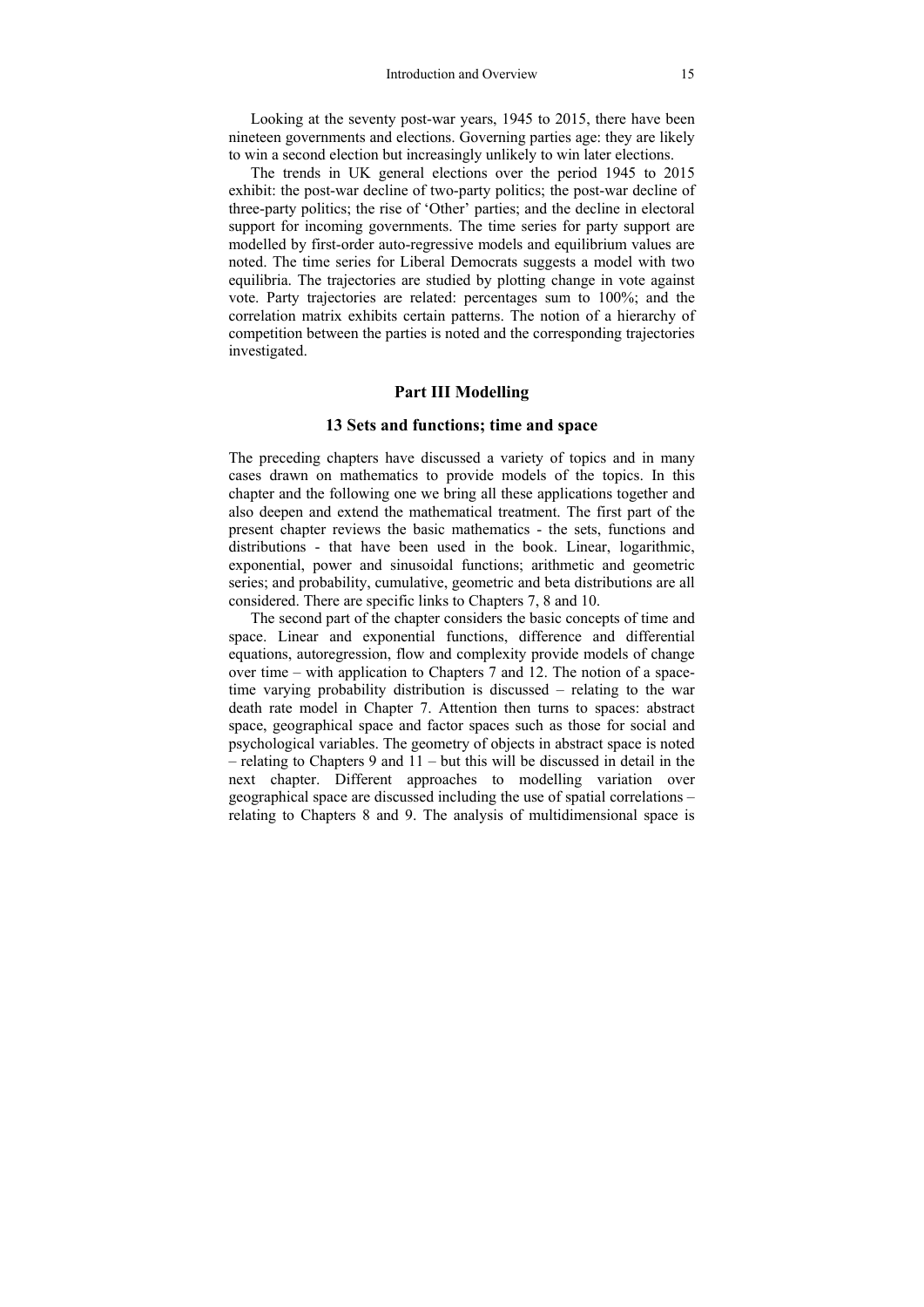Looking at the seventy post-war years, 1945 to 2015, there have been nineteen governments and elections. Governing parties age: they are likely to win a second election but increasingly unlikely to win later elections.

The trends in UK general elections over the period 1945 to 2015 exhibit: the post-war decline of two-party politics; the post-war decline of three-party politics; the rise of 'Other' parties; and the decline in electoral support for incoming governments. The time series for party support are modelled by first-order auto-regressive models and equilibrium values are noted. The time series for Liberal Democrats suggests a model with two equilibria. The trajectories are studied by plotting change in vote against vote. Party trajectories are related: percentages sum to 100%; and the correlation matrix exhibits certain patterns. The notion of a hierarchy of competition between the parties is noted and the corresponding trajectories investigated.

## Part III Modelling

### 13 Sets and functions; time and space

The preceding chapters have discussed a variety of topics and in many cases drawn on mathematics to provide models of the topics. In this chapter and the following one we bring all these applications together and also deepen and extend the mathematical treatment. The first part of the present chapter reviews the basic mathematics - the sets, functions and distributions - that have been used in the book. Linear, logarithmic, exponential, power and sinusoidal functions; arithmetic and geometric series; and probability, cumulative, geometric and beta distributions are all considered. There are specific links to Chapters 7, 8 and 10.

The second part of the chapter considers the basic concepts of time and space. Linear and exponential functions, difference and differential equations, autoregression, flow and complexity provide models of change over time – with application to Chapters 7 and 12. The notion of a space-time varying probability distribution is discussed – relating to the war death rate model in Chapter 7. Attention then turns to spaces: abstract space, geographical space and factor spaces such as those for social and psychological variables. The geometry of objects in abstract space is noted – relating to Chapters 9 and 11 – but this will be discussed in detail in the next chapter. Different approaches to modelling variation over geographical space are discussed including the use of spatial correlations – relating to Chapters 8 and 9. The analysis of multidimensional space is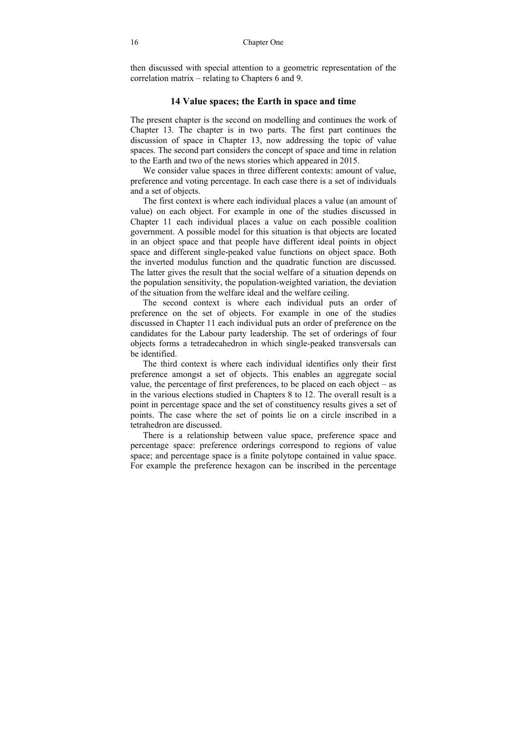then discussed with special attention to a geometric representation of the correlation matrix – relating to Chapters 6 and 9.

### 14 Value spaces; the Earth in space and time

The present chapter is the second on modelling and continues the work of Chapter 13. The chapter is in two parts. The first part continues the discussion of space in Chapter 13, now addressing the topic of value spaces. The second part considers the concept of space and time in relation to the Earth and two of the news stories which appeared in 2015.

We consider value spaces in three different contexts: amount of value, preference and voting percentage. In each case there is a set of individuals and a set of objects.

The first context is where each individual places a value (an amount of value) on each object. For example in one of the studies discussed in Chapter 11 each individual places a value on each possible coalition government. A possible model for this situation is that objects are located in an object space and that people have different ideal points in object space and different single-peaked value functions on object space. Both the inverted modulus function and the quadratic function are discussed. The latter gives the result that the social welfare of a situation depends on the population sensitivity, the population-weighted variation, the deviation of the situation from the welfare ideal and the welfare ceiling.

The second context is where each individual puts an order of preference on the set of objects. For example in one of the studies discussed in Chapter 11 each individual puts an order of preference on the candidates for the Labour party leadership. The set of orderings of four objects forms a tetradecahedron in which single-peaked transversals can be identified.

The third context is where each individual identifies only their first preference amongst a set of objects. This enables an aggregate social value, the percentage of first preferences, to be placed on each object – as in the various elections studied in Chapters 8 to 12. The overall result is a point in percentage space and the set of constituency results gives a set of points. The case where the set of points lie on a circle inscribed in a tetrahedron are discussed.

There is a relationship between value space, preference space and percentage space: preference orderings correspond to regions of value space; and percentage space is a finite polytope contained in value space. For example the preference hexagon can be inscribed in the percentage